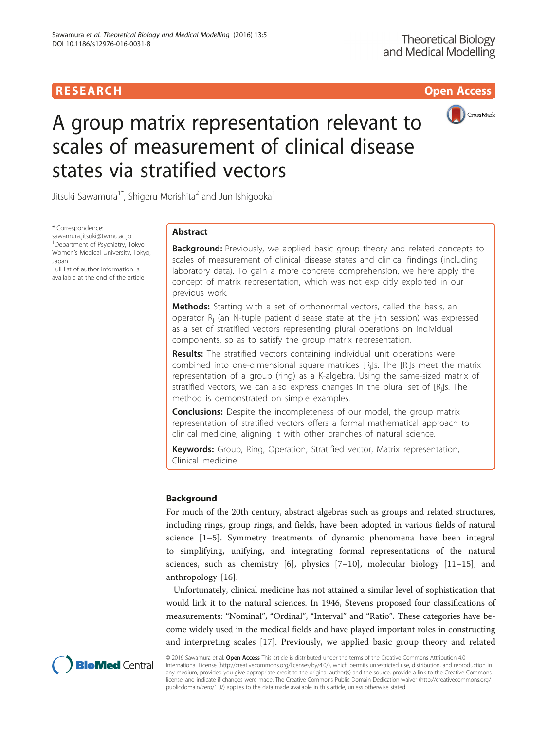RESEARCH **Open Access**

# A group matrix representation relevant to scales of measurement of clinical disease states via stratified vectors

Jitsuki Sawamura[1*], Shigeru Morishita[2] and Jun Ishigooka[1]

\* Correspondence: sawamura.jitsuki@twmu.ac.jp
[1]Department of Psychiatry, Tokyo Women's Medical University, Tokyo, Japan
Full list of author information is available at the end of the article

## Abstract

**Background:** Previously, we applied basic group theory and related concepts to scales of measurement of clinical disease states and clinical findings (including laboratory data). To gain a more concrete comprehension, we here apply the concept of matrix representation, which was not explicitly exploited in our previous work.

**Methods:** Starting with a set of orthonormal vectors, called the basis, an operator $R_j$ (an N-tuple patient disease state at the j-th session) was expressed as a set of stratified vectors representing plural operations on individual components, so as to satisfy the group matrix representation.

**Results:** The stratified vectors containing individual unit operations were combined into one-dimensional square matrices $[R_j]$s. The $[R_j]$s meet the matrix representation of a group (ring) as a K-algebra. Using the same-sized matrix of stratified vectors, we can also express changes in the plural set of $[R_j]$s. The method is demonstrated on simple examples.

**Conclusions:** Despite the incompleteness of our model, the group matrix representation of stratified vectors offers a formal mathematical approach to clinical medicine, aligning it with other branches of natural science.

**Keywords:** Group, Ring, Operation, Stratified vector, Matrix representation, Clinical medicine

## Background

For much of the 20th century, abstract algebras such as groups and related structures, including rings, group rings, and fields, have been adopted in various fields of natural science [1–5]. Symmetry treatments of dynamic phenomena have been integral to simplifying, unifying, and integrating formal representations of the natural sciences, such as chemistry [6], physics [7–10], molecular biology [11–15], and anthropology [16].

Unfortunately, clinical medicine has not attained a similar level of sophistication that would link it to the natural sciences. In 1946, Stevens proposed four classifications of measurements: "Nominal", "Ordinal", "Interval" and "Ratio". These categories have become widely used in the medical fields and have played important roles in constructing and interpreting scales [17]. Previously, we applied basic group theory and related

© 2016 Sawamura et al. **Open Access** This article is distributed under the terms of the Creative Commons Attribution 4.0 International License (http://creativecommons.org/licenses/by/4.0/), which permits unrestricted use, distribution, and reproduction in any medium, provided you give appropriate credit to the original author(s) and the source, provide a link to the Creative Commons license, and indicate if changes were made. The Creative Commons Public Domain Dedication waiver (http://creativecommons.org/publicdomain/zero/1.0/) applies to the data made available in this article, unless otherwise stated.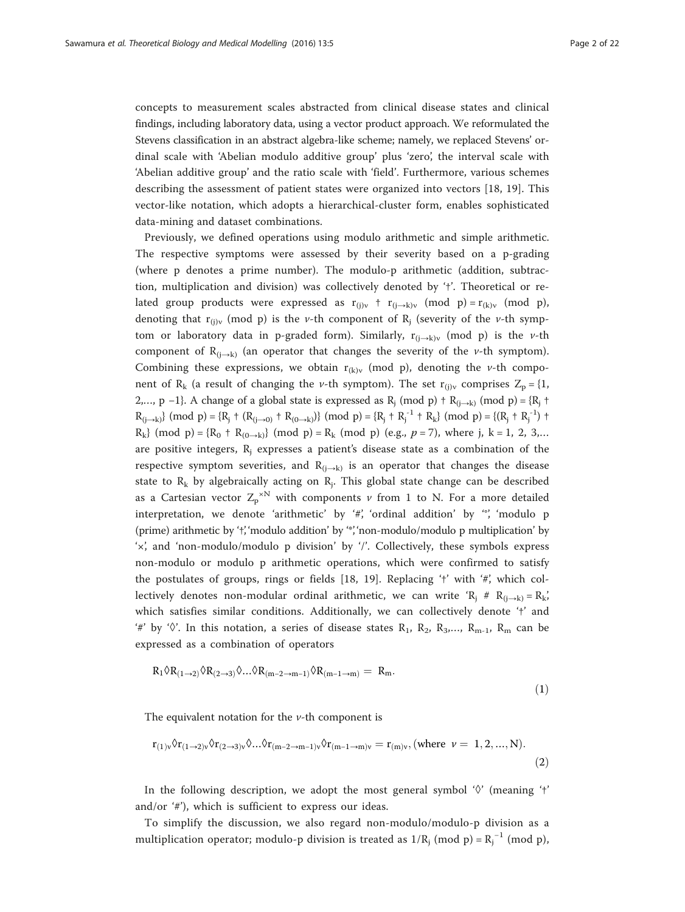concepts to measurement scales abstracted from clinical disease states and clinical findings, including laboratory data, using a vector product approach. We reformulated the Stevens classification in an abstract algebra-like scheme; namely, we replaced Stevens' ordinal scale with 'Abelian modulo additive group' plus 'zero', the interval scale with 'Abelian additive group' and the ratio scale with 'field'. Furthermore, various schemes describing the assessment of patient states were organized into vectors [18, 19]. This vector-like notation, which adopts a hierarchical-cluster form, enables sophisticated data-mining and dataset combinations.

Previously, we defined operations using modulo arithmetic and simple arithmetic. The respective symptoms were assessed by their severity based on a p-grading (where p denotes a prime number). The modulo-p arithmetic (addition, subtraction, multiplication and division) was collectively denoted by '†'. Theoretical or related group products were expressed as $r_{(j)\nu}$ † $r_{(j\to k)\nu}$ (mod p) = $r_{(k)\nu}$ (mod p), denoting that $r_{(j)\nu}$ (mod p) is the $\nu$-th component of $R_j$ (severity of the $\nu$-th symptom or laboratory data in p-graded form). Similarly, $r_{(j\to k)\nu}$ (mod p) is the $\nu$-th component of $R_{(j\to k)}$ (an operator that changes the severity of the $\nu$-th symptom). Combining these expressions, we obtain $r_{(k)\nu}$ (mod p), denoting the $\nu$-th component of $R_k$ (a result of changing the $\nu$-th symptom). The set $r_{(j)\nu}$ comprises $Z_p = \{1, 2,..., p-1\}$. A change of a global state is expressed as $R_j$ (mod p) † $R_{(j\to k)}$ (mod p) = {$R_j$ † $R_{(j\to k)}$} (mod p) = {$R_j$ † ($R_{(j\to 0)}$ † $R_{(0\to k)}$)} (mod p) = {$R_j$ † $R_j^{-1}$ † $R_k$} (mod p) = {($R_j$ † $R_j^{-1}$) † $R_k$} (mod p) = {$R_0$ † $R_{(0\to k)}$} (mod p) = $R_k$ (mod p) (e.g., $p = 7$), where j, k = 1, 2, 3,... are positive integers, $R_j$ expresses a patient's disease state as a combination of the respective symptom severities, and $R_{(j\to k)}$ is an operator that changes the disease state to $R_k$ by algebraically acting on $R_j$. This global state change can be described as a Cartesian vector $Z_p^{\times N}$ with components $\nu$ from 1 to N. For a more detailed interpretation, we denote 'arithmetic' by '#', 'ordinal addition' by '°', 'modulo p (prime) arithmetic by '†', 'modulo addition' by '*', 'non-modulo/modulo p multiplication' by '×', and 'non-modulo/modulo p division' by '/'. Collectively, these symbols express non-modulo or modulo p arithmetic operations, which were confirmed to satisfy the postulates of groups, rings or fields [18, 19]. Replacing '†' with '#', which collectively denotes non-modular ordinal arithmetic, we can write '$R_j$ # $R_{(j\to k)} = R_k$', which satisfies similar conditions. Additionally, we can collectively denote '†' and '#' by '◊'. In this notation, a series of disease states $R_1, R_2, R_3,..., R_{m-1}, R_m$ can be expressed as a combination of operators

$$R_1 \Diamond R_{(1\to 2)} \Diamond R_{(2\to 3)} \Diamond \ldots \Diamond R_{(m-2\to m-1)} \Diamond R_{(m-1\to m)} = R_m. \tag{1}$$

The equivalent notation for the $\nu$-th component is

$$r_{(1)\nu} \Diamond r_{(1\to 2)\nu} \Diamond r_{(2\to 3)\nu} \Diamond \ldots \Diamond r_{(m-2\to m-1)\nu} \Diamond r_{(m-1\to m)\nu} = r_{(m)\nu}, (\text{where } \nu = 1, 2, \ldots, N). \tag{2}$$

In the following description, we adopt the most general symbol '◊' (meaning '†' and/or '#'), which is sufficient to express our ideas.

To simplify the discussion, we also regard non-modulo/modulo-p division as a multiplication operator; modulo-p division is treated as $1/R_j$ (mod p) = $R_j^{-1}$ (mod p),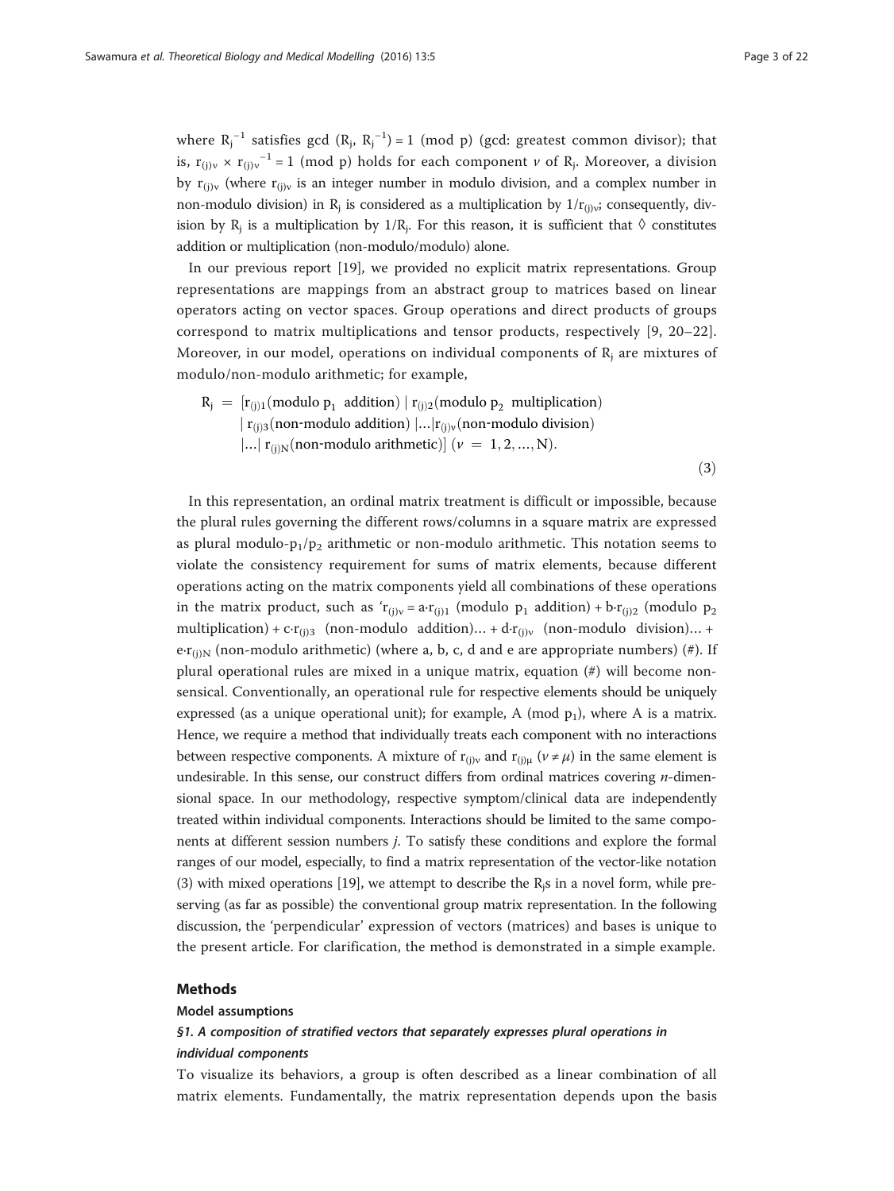where $R_j^{-1}$ satisfies gcd ($R_j$, $R_j^{-1}$) = 1 (mod p) (gcd: greatest common divisor); that is, $r_{(j)\nu} \times r_{(j)\nu}^{-1} = 1$ (mod p) holds for each component $\nu$ of $R_j$. Moreover, a division by $r_{(j)\nu}$ (where $r_{(j)\nu}$ is an integer number in modulo division, and a complex number in non-modulo division) in $R_j$ is considered as a multiplication by $1/r_{(j)\nu}$; consequently, division by $R_j$ is a multiplication by $1/R_j$. For this reason, it is sufficient that ◊ constitutes addition or multiplication (non-modulo/modulo) alone.

In our previous report [19], we provided no explicit matrix representations. Group representations are mappings from an abstract group to matrices based on linear operators acting on vector spaces. Group operations and direct products of groups correspond to matrix multiplications and tensor products, respectively [9, 20–22]. Moreover, in our model, operations on individual components of $R_j$ are mixtures of modulo/non-modulo arithmetic; for example,

$$
\begin{aligned}
R_j = \; & [r_{(j)1}(\text{modulo } p_1 \text{ addition}) \mid r_{(j)2}(\text{modulo } p_2 \text{ multiplication}) \\
& \mid r_{(j)3}(\text{non-modulo addition}) \mid \ldots \mid r_{(j)\nu}(\text{non-modulo division}) \\
& \mid \ldots \mid r_{(j)N}(\text{non-modulo arithmetic})] \; (\nu = 1, 2, \ldots, N).
\end{aligned} \tag{3}
$$

In this representation, an ordinal matrix treatment is difficult or impossible, because the plural rules governing the different rows/columns in a square matrix are expressed as plural modulo-$p_1$/$p_2$ arithmetic or non-modulo arithmetic. This notation seems to violate the consistency requirement for sums of matrix elements, because different operations acting on the matrix components yield all combinations of these operations in the matrix product, such as '$r_{(j)\nu} = a \cdot r_{(j)1}$ (modulo $p_1$ addition) + $b \cdot r_{(j)2}$ (modulo $p_2$ multiplication) + $c \cdot r_{(j)3}$ (non-modulo addition)… + $d \cdot r_{(j)\nu}$ (non-modulo division)… + $e \cdot r_{(j)N}$ (non-modulo arithmetic) (where a, b, c, d and e are appropriate numbers) (#). If plural operational rules are mixed in a unique matrix, equation (#) will become nonsensical. Conventionally, an operational rule for respective elements should be uniquely expressed (as a unique operational unit); for example, A (mod $p_1$), where A is a matrix. Hence, we require a method that individually treats each component with no interactions between respective components. A mixture of $r_{(j)\nu}$ and $r_{(j)\mu}$ ($\nu \neq \mu$) in the same element is undesirable. In this sense, our construct differs from ordinal matrices covering *n*-dimensional space. In our methodology, respective symptom/clinical data are independently treated within individual components. Interactions should be limited to the same components at different session numbers *j*. To satisfy these conditions and explore the formal ranges of our model, especially, to find a matrix representation of the vector-like notation (3) with mixed operations [19], we attempt to describe the $R_j$s in a novel form, while preserving (as far as possible) the conventional group matrix representation. In the following discussion, the 'perpendicular' expression of vectors (matrices) and bases is unique to the present article. For clarification, the method is demonstrated in a simple example.

## Methods

### Model assumptions

#### *§1. A composition of stratified vectors that separately expresses plural operations in individual components*

To visualize its behaviors, a group is often described as a linear combination of all matrix elements. Fundamentally, the matrix representation depends upon the basis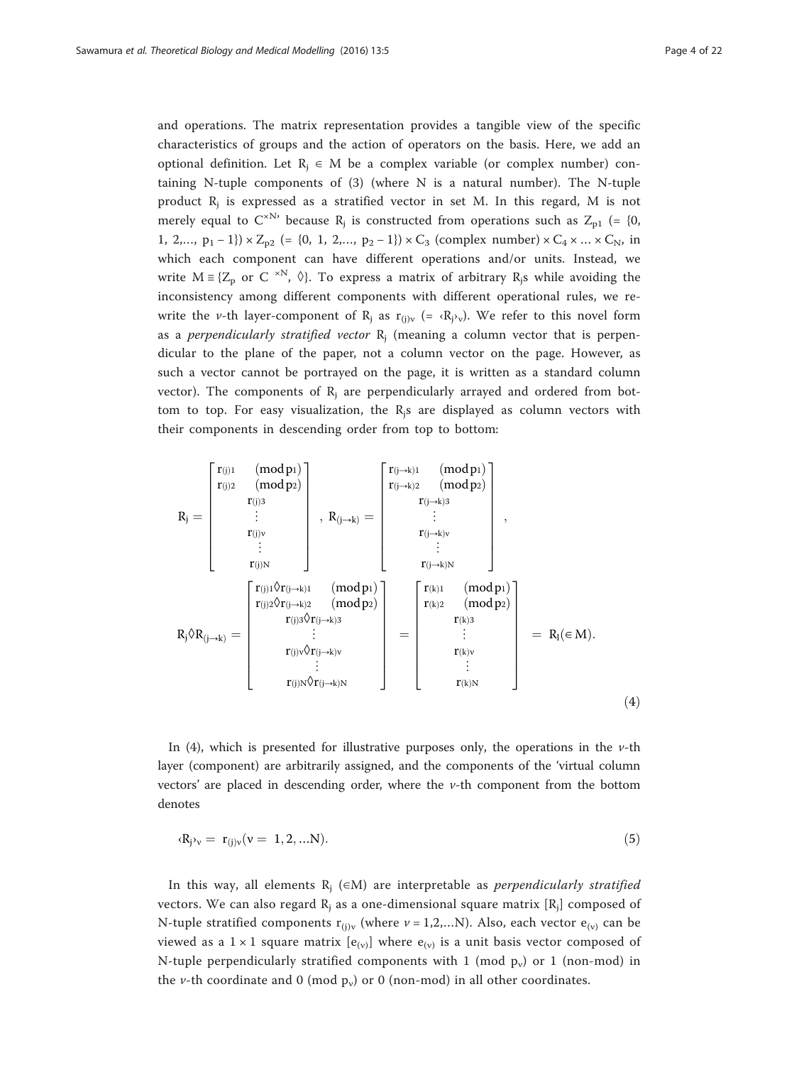and operations. The matrix representation provides a tangible view of the specific characteristics of groups and the action of operators on the basis. Here, we add an optional definition. Let $R_j \in M$ be a complex variable (or complex number) containing N-tuple components of (3) (where N is a natural number). The N-tuple product $R_j$ is expressed as a stratified vector in set M. In this regard, M is not merely equal to $C^{\times N}$, because $R_j$ is constructed from operations such as $Z_{p1}$ (= {0, 1, 2,..., $p_1 - 1$}) × $Z_{p2}$ (= {0, 1, 2,..., $p_2 - 1$}) × $C_3$ (complex number) × $C_4$ × ... × $C_N$, in which each component can have different operations and/or units. Instead, we write $M \equiv \{Z_p \text{ or } C^{\times N}, \Diamond\}$. To express a matrix of arbitrary $R_j$s while avoiding the inconsistency among different components with different operational rules, we rewrite the $\nu$-th layer-component of $R_j$ as $r_{(j)\nu}$ (= $\langle R_j \rangle_\nu$). We refer to this novel form as a *perpendicularly stratified vector* $R_j$ (meaning a column vector that is perpendicular to the plane of the paper, not a column vector on the page. However, as such a vector cannot be portrayed on the page, it is written as a standard column vector). The components of $R_j$ are perpendicularly arrayed and ordered from bottom to top. For easy visualization, the $R_j$s are displayed as column vectors with their components in descending order from top to bottom:

$$
R_j = \begin{bmatrix} r_{(j)1} \quad (\text{mod}\, p_1) \\ r_{(j)2} \quad (\text{mod}\, p_2) \\ r_{(j)3} \\ \vdots \\ r_{(j)\nu} \\ \vdots \\ r_{(j)N} \end{bmatrix}, \quad R_{(j\to k)} = \begin{bmatrix} r_{(j\to k)1} \quad (\text{mod}\, p_1) \\ r_{(j\to k)2} \quad (\text{mod}\, p_2) \\ r_{(j\to k)3} \\ \vdots \\ r_{(j\to k)\nu} \\ \vdots \\ r_{(j\to k)N} \end{bmatrix},
$$

$$
R_j \Diamond R_{(j\to k)} = \begin{bmatrix} r_{(j)1} \Diamond r_{(j\to k)1} \quad (\text{mod}\, p_1) \\ r_{(j)2} \Diamond r_{(j\to k)2} \quad (\text{mod}\, p_2) \\ r_{(j)3} \Diamond r_{(j\to k)3} \\ \vdots \\ r_{(j)\nu} \Diamond r_{(j\to k)\nu} \\ \vdots \\ r_{(j)N} \Diamond r_{(j\to k)N} \end{bmatrix} = \begin{bmatrix} r_{(k)1} \quad (\text{mod}\, p_1) \\ r_{(k)2} \quad (\text{mod}\, p_2) \\ r_{(k)3} \\ \vdots \\ r_{(k)\nu} \\ \vdots \\ r_{(k)N} \end{bmatrix} = R_l (\in M). \tag{4}
$$

In (4), which is presented for illustrative purposes only, the operations in the $\nu$-th layer (component) are arbitrarily assigned, and the components of the 'virtual column vectors' are placed in descending order, where the $\nu$-th component from the bottom denotes

$$
\langle R_j \rangle_\nu = r_{(j)\nu} (\nu = 1, 2, \ldots N). \tag{5}
$$

In this way, all elements $R_j$ ($\in$M) are interpretable as *perpendicularly stratified* vectors. We can also regard $R_j$ as a one-dimensional square matrix $[R_j]$ composed of N-tuple stratified components $r_{(j)\nu}$ (where $\nu$ = 1,2,...N). Also, each vector $e_{(\nu)}$ can be viewed as a 1 × 1 square matrix $[e_{(\nu)}]$ where $e_{(\nu)}$ is a unit basis vector composed of N-tuple perpendicularly stratified components with 1 (mod $p_\nu$) or 1 (non-mod) in the $\nu$-th coordinate and 0 (mod $p_\nu$) or 0 (non-mod) in all other coordinates.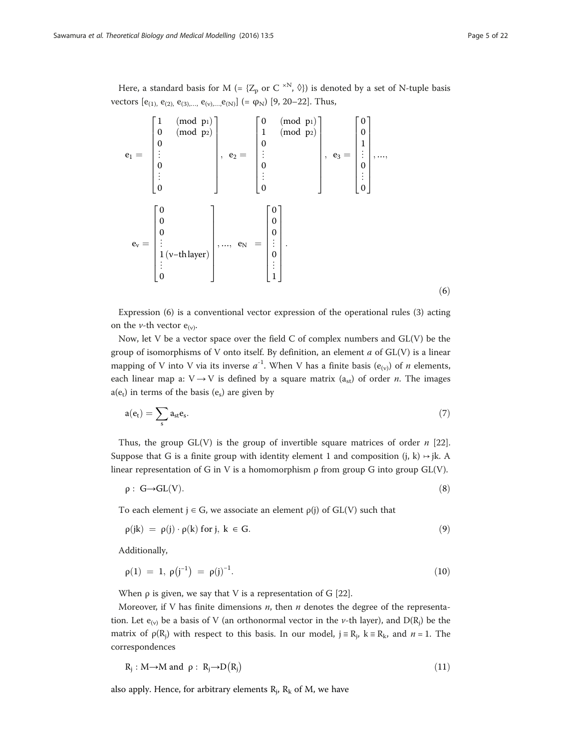Here, a standard basis for M (= {$Z_p$ or $C^{\times N}$, ◊}) is denoted by a set of N-tuple basis vectors [$e_{(1)}$, $e_{(2)}$, $e_{(3)}$,..., $e_{(\nu)}$,...,$e_{(N)}$] (= $\varphi_N$) [9, 20–22]. Thus,

$$
e_1 = \begin{bmatrix} 1 & (\text{mod } p_1) \\ 0 & (\text{mod } p_2) \\ 0 & \\ \vdots & \\ 0 & \\ \vdots & \\ 0 & \end{bmatrix}, \quad e_2 = \begin{bmatrix} 0 & (\text{mod } p_1) \\ 1 & (\text{mod } p_2) \\ 0 & \\ \vdots & \\ 0 & \\ \vdots & \\ 0 & \end{bmatrix}, \quad e_3 = \begin{bmatrix} 0 \\ 0 \\ 1 \\ \vdots \\ 0 \\ \vdots \\ 0 \end{bmatrix}, \ldots,
$$

$$
e_\nu = \begin{bmatrix} 0 \\ 0 \\ 0 \\ \vdots \\ 1\,(\nu\text{-th layer}) \\ \vdots \\ 0 \end{bmatrix}, \ldots, \quad e_N = \begin{bmatrix} 0 \\ 0 \\ 0 \\ \vdots \\ 0 \\ \vdots \\ 1 \end{bmatrix}. \tag{6}
$$

Expression (6) is a conventional vector expression of the operational rules (3) acting on the $\nu$-th vector $e_{(\nu)}$.

Now, let V be a vector space over the field C of complex numbers and GL(V) be the group of isomorphisms of V onto itself. By definition, an element $a$ of GL(V) is a linear mapping of V into V via its inverse $a^{-1}$. When V has a finite basis ($e_{(\nu)}$) of $n$ elements, each linear map a: V → V is defined by a square matrix ($a_{st}$) of order $n$. The images $a(e_t)$ in terms of the basis ($e_s$) are given by

$$
a(e_t) = \sum_s a_{st} e_s. \tag{7}
$$

Thus, the group GL(V) is the group of invertible square matrices of order $n$ [22]. Suppose that G is a finite group with identity element 1 and composition (j, k) ↦ jk. A linear representation of G in V is a homomorphism ρ from group G into group GL(V).

$$
\rho : \ G \rightarrow GL(V). \tag{8}
$$

To each element j ∈ G, we associate an element ρ(j) of GL(V) such that

$$
\rho(jk) \ = \ \rho(j) \cdot \rho(k) \text{ for } j, \ k \ \in G. \tag{9}
$$

Additionally,

$$
\rho(1) \ = \ 1, \ \rho\left(j^{-1}\right) \ = \ \rho(j)^{-1}. \tag{10}
$$

When ρ is given, we say that V is a representation of G [22].

Moreover, if V has finite dimensions $n$, then $n$ denotes the degree of the representation. Let $e_{(\nu)}$ be a basis of V (an orthonormal vector in the $\nu$-th layer), and $D(R_j)$ be the matrix of $\rho(R_j)$ with respect to this basis. In our model, $j \equiv R_j$, $k \equiv R_k$, and $n = 1$. The correspondences

$$
R_j : M \rightarrow M \text{ and } \ \rho : \ R_j \rightarrow D\left(R_j\right) \tag{11}
$$

also apply. Hence, for arbitrary elements $R_j$, $R_k$ of M, we have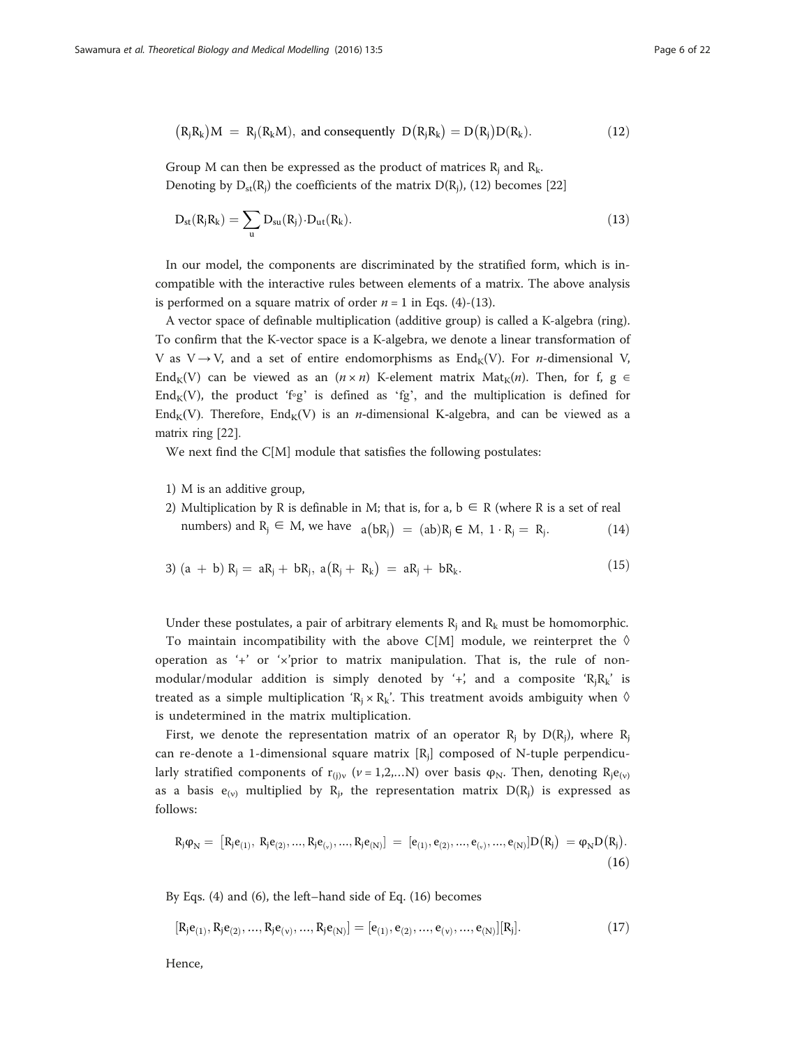$$\left(R_j R_k\right)M = R_j(R_k M),\ \text{and consequently}\ D\left(R_j R_k\right) = D\left(R_j\right)D(R_k). \tag{12}$$

Group M can then be expressed as the product of matrices $R_j$ and $R_k$.

Denoting by $D_{st}(R_j)$ the coefficients of the matrix $D(R_j)$, (12) becomes [22]

$$D_{st}\left(R_j R_k\right) = \sum_u D_{su}\left(R_j\right)\cdot D_{ut}(R_k). \tag{13}$$

In our model, the components are discriminated by the stratified form, which is incompatible with the interactive rules between elements of a matrix. The above analysis is performed on a square matrix of order $n = 1$ in Eqs. (4)-(13).

A vector space of definable multiplication (additive group) is called a K-algebra (ring). To confirm that the K-vector space is a K-algebra, we denote a linear transformation of V as $V \rightarrow V$, and a set of entire endomorphisms as $End_K(V)$. For $n$-dimensional V, $End_K(V)$ can be viewed as an $(n \times n)$ K-element matrix $Mat_K(n)$. Then, for f, g $\in End_K(V)$, the product '$f \circ g$' is defined as '$fg$', and the multiplication is defined for $End_K(V)$. Therefore, $End_K(V)$ is an $n$-dimensional K-algebra, and can be viewed as a matrix ring [22].

We next find the C[M] module that satisfies the following postulates:

1) M is an additive group,
2) Multiplication by R is definable in M; that is, for a, b $\in$ R (where R is a set of real numbers) and $R_j \in M$, we have $a\left(bR_j\right) = (ab)R_j \in M,\ 1 \cdot R_j = R_j.$ (14)
3) $(a + b)\, R_j = aR_j + bR_j,\ a\left(R_j + R_k\right) = aR_j + bR_k.$ (15)

Under these postulates, a pair of arbitrary elements $R_j$ and $R_k$ must be homomorphic.

To maintain incompatibility with the above C[M] module, we reinterpret the ◊ operation as '+' or '×'prior to matrix manipulation. That is, the rule of non-modular/modular addition is simply denoted by '+', and a composite '$R_j R_k$' is treated as a simple multiplication '$R_j \times R_k$'. This treatment avoids ambiguity when ◊ is undetermined in the matrix multiplication.

First, we denote the representation matrix of an operator $R_j$ by $D(R_j)$, where $R_j$ can re-denote a 1-dimensional square matrix $[R_j]$ composed of N-tuple perpendicularly stratified components of $r_{(j)\nu}$ ($\nu = 1,2,\ldots N$) over basis $\varphi_N$. Then, denoting $R_j e_{(\nu)}$ as a basis $e_{(\nu)}$ multiplied by $R_j$, the representation matrix $D(R_j)$ is expressed as follows:

$$R_j\varphi_N = \left[R_j e_{(1)},\ R_j e_{(2)}, \ldots, R_j e_{(\nu)}, \ldots, R_j e_{(N)}\right] = \left[e_{(1)}, e_{(2)}, \ldots, e_{(\nu)}, \ldots, e_{(N)}\right]D\left(R_j\right) = \varphi_N D\left(R_j\right). \tag{16}$$

By Eqs. (4) and (6), the left–hand side of Eq. (16) becomes

$$\left[R_j e_{(1)}, R_j e_{(2)}, \ldots, R_j e_{(\nu)}, \ldots, R_j e_{(N)}\right] = \left[e_{(1)}, e_{(2)}, \ldots, e_{(\nu)}, \ldots, e_{(N)}\right]\left[R_j\right]. \tag{17}$$

Hence,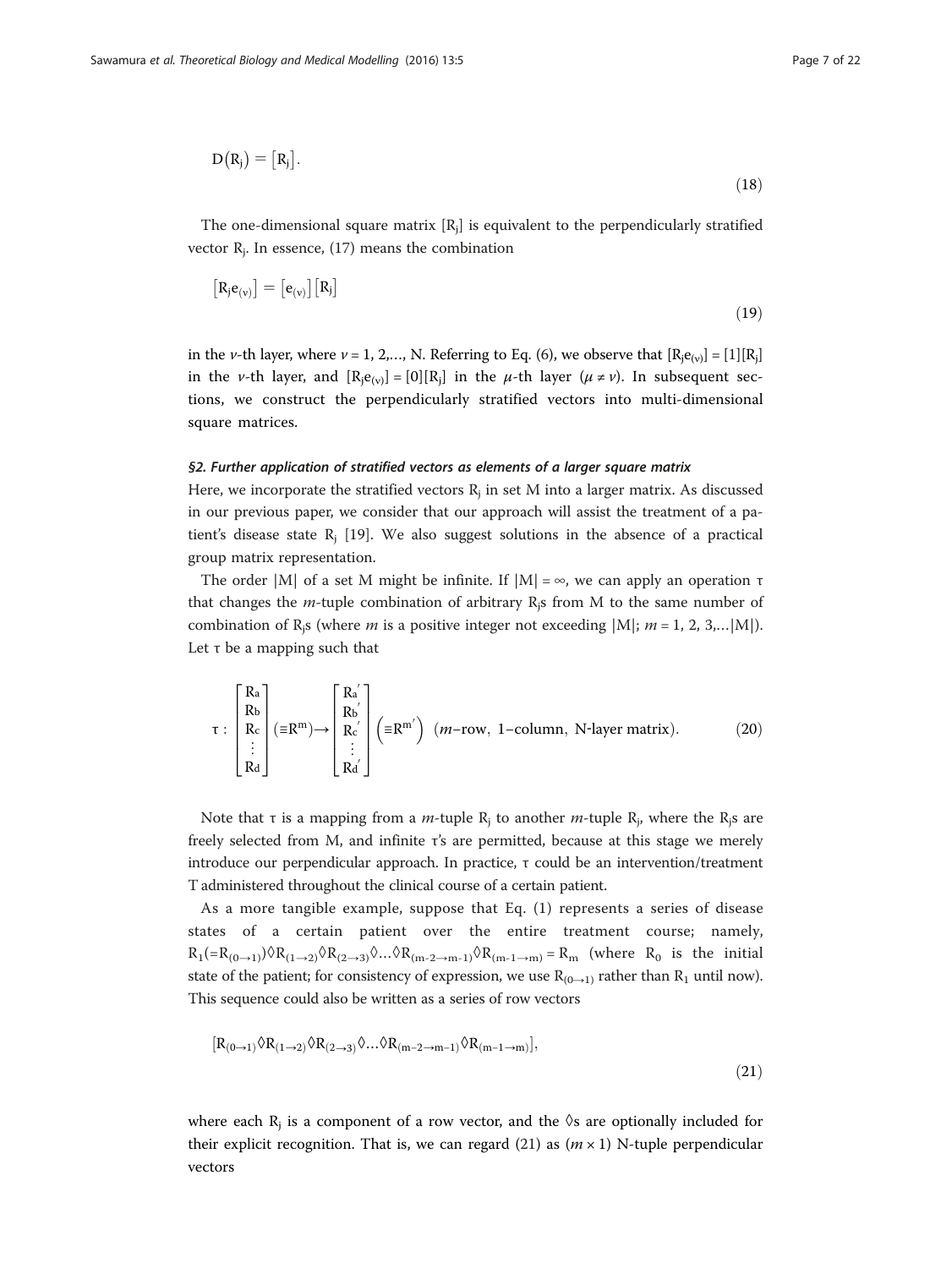$$D(R_j) = [R_j]. \tag{18}$$

The one-dimensional square matrix $[R_j]$ is equivalent to the perpendicularly stratified vector $R_j$. In essence, (17) means the combination

$$[R_j e_{(\nu)}] = [e_{(\nu)}][R_j] \tag{19}$$

in the $\nu$-th layer, where $\nu = 1, 2, \ldots, N$. Referring to Eq. (6), we observe that $[R_j e_{(\nu)}] = [1][R_j]$ in the $\nu$-th layer, and $[R_j e_{(\nu)}] = [0][R_j]$ in the $\mu$-th layer ($\mu \neq \nu$). In subsequent sections, we construct the perpendicularly stratified vectors into multi-dimensional square matrices.

#### *§2. Further application of stratified vectors as elements of a larger square matrix*

Here, we incorporate the stratified vectors $R_j$ in set M into a larger matrix. As discussed in our previous paper, we consider that our approach will assist the treatment of a patient's disease state $R_j$ [19]. We also suggest solutions in the absence of a practical group matrix representation.

The order $|M|$ of a set M might be infinite. If $|M| = \infty$, we can apply an operation $\tau$ that changes the *m*-tuple combination of arbitrary $R_j$s from M to the same number of combination of $R_j$s (where *m* is a positive integer not exceeding $|M|$; $m = 1, 2, 3, \ldots |M|$). Let $\tau$ be a mapping such that

$$\tau : \begin{bmatrix} R_a \\ R_b \\ R_c \\ \vdots \\ R_d \end{bmatrix} (\equiv R^m) \rightarrow \begin{bmatrix} R_a{'} \\ R_b{'} \\ R_c{'} \\ \vdots \\ R_d{'} \end{bmatrix} \left(\equiv R^{m'}\right) \ (m\text{–row, 1–column, N-layer matrix}). \tag{20}$$

Note that $\tau$ is a mapping from a *m*-tuple $R_j$ to another *m*-tuple $R_j$, where the $R_j$s are freely selected from M, and infinite $\tau$'s are permitted, because at this stage we merely introduce our perpendicular approach. In practice, $\tau$ could be an intervention/treatment T administered throughout the clinical course of a certain patient.

As a more tangible example, suppose that Eq. (1) represents a series of disease states of a certain patient over the entire treatment course; namely, $R_1(=R_{(0\to1)})\Diamond R_{(1\to2)}\Diamond R_{(2\to3)}\Diamond\ldots\Diamond R_{(m-2\to m-1)}\Diamond R_{(m-1\to m)} = R_m$ (where $R_0$ is the initial state of the patient; for consistency of expression, we use $R_{(0\to1)}$ rather than $R_1$ until now). This sequence could also be written as a series of row vectors

$$[R_{(0\to1)}\Diamond R_{(1\to2)}\Diamond R_{(2\to3)}\Diamond\ldots\Diamond R_{(m-2\to m-1)}\Diamond R_{(m-1\to m)}], \tag{21}$$

where each $R_j$ is a component of a row vector, and the $\Diamond$s are optionally included for their explicit recognition. That is, we can regard (21) as $(m \times 1)$ N-tuple perpendicular vectors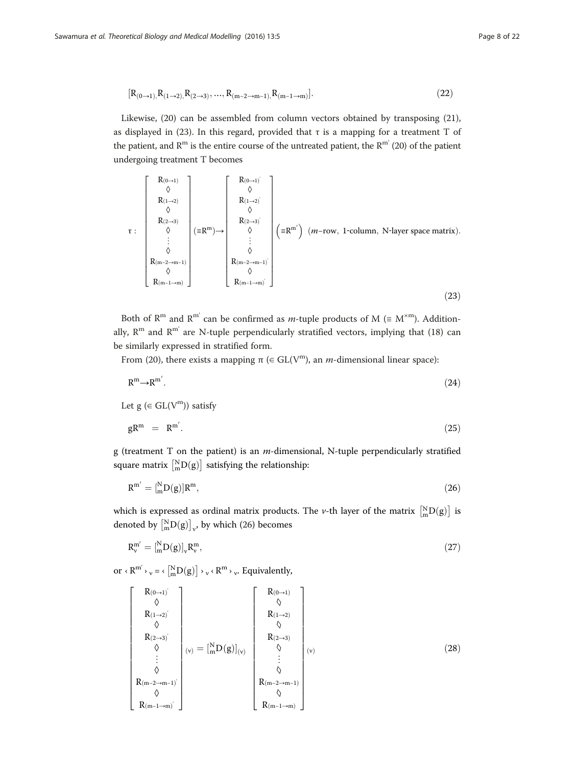$$[R_{(0\to 1)}, R_{(1\to 2)}, R_{(2\to 3)}, \ldots, R_{(m-2\to m-1)}, R_{(m-1\to m)}]. \tag{22}$$

Likewise, (20) can be assembled from column vectors obtained by transposing (21), as displayed in (23). In this regard, provided that τ is a mapping for a treatment T of the patient, and $R^m$ is the entire course of the untreated patient, the $R^{m'}$ (20) of the patient undergoing treatment T becomes

$$\tau : \begin{bmatrix} R_{(0\to 1)} \\ \Diamond \\ R_{(1\to 2)} \\ \Diamond \\ R_{(2\to 3)} \\ \Diamond \\ \vdots \\ \Diamond \\ R_{(m-2\to m-1)} \\ \Diamond \\ R_{(m-1\to m)} \end{bmatrix} (\equiv R^m) \to \begin{bmatrix} R_{(0\to 1)'} \\ \Diamond \\ R_{(1\to 2)'} \\ \Diamond \\ R_{(2\to 3)'} \\ \Diamond \\ \vdots \\ \Diamond \\ R_{(m-2\to m-1)'} \\ \Diamond \\ R_{(m-1\to m)'} \end{bmatrix} \left(\equiv R^{m'}\right) \ (m\text{-row, 1-column, N-layer space matrix}). \tag{23}$$

Both of $R^m$ and $R^{m'}$ can be confirmed as *m*-tuple products of M (≡ $M^{\times m}$). Additionally, $R^m$ and $R^{m'}$ are N-tuple perpendicularly stratified vectors, implying that (18) can be similarly expressed in stratified form.

From (20), there exists a mapping π (∈ GL($V^m$), an *m*-dimensional linear space):

$$R^m \to R^{m'}. \tag{24}$$

Let g (∈ GL($V^m$)) satisfy

$$gR^m = R^{m'}. \tag{25}$$

g (treatment T on the patient) is an *m*-dimensional, N-tuple perpendicularly stratified square matrix $\left[{}^{N}_{m}D(g)\right]$ satisfying the relationship:

$$R^{m'} = \left[{}^{N}_{m}D(g)\right] R^m, \tag{26}$$

which is expressed as ordinal matrix products. The *ν*-th layer of the matrix $\left[{}^{N}_{m}D(g)\right]$ is denoted by $\left[{}^{N}_{m}D(g)\right]_\nu$, by which (26) becomes

$$R^{m'}_\nu = \left[{}^{N}_{m}D(g)\right]_\nu R^m_\nu, \tag{27}$$

or $\langle R^{m'} \rangle_\nu = \langle \left[{}^{N}_{m}D(g)\right] \rangle_\nu \langle R^m \rangle_\nu$. Equivalently,

$$\begin{bmatrix} R_{(0\to 1)'} \\ \Diamond \\ R_{(1\to 2)'} \\ \Diamond \\ R_{(2\to 3)'} \\ \Diamond \\ \vdots \\ \Diamond \\ R_{(m-2\to m-1)'} \\ \Diamond \\ R_{(m-1\to m)'} \end{bmatrix}_{(\nu)} = \left[{}^{N}_{m}D(g)\right]_{(\nu)} \begin{bmatrix} R_{(0\to 1)} \\ \Diamond \\ R_{(1\to 2)} \\ \Diamond \\ R_{(2\to 3)} \\ \Diamond \\ \vdots \\ \Diamond \\ R_{(m-2\to m-1)} \\ \Diamond \\ R_{(m-1\to m)} \end{bmatrix}_{(\nu)} \tag{28}$$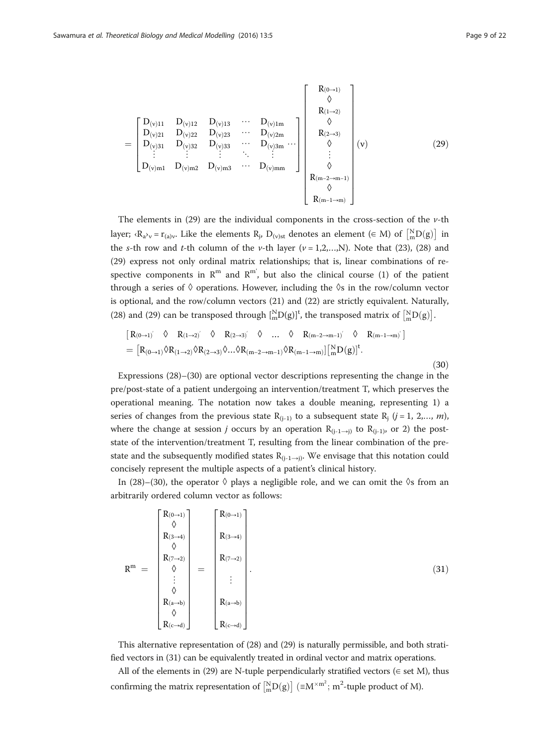$$
= \begin{bmatrix} D_{(v)11} & D_{(v)12} & D_{(v)13} & \cdots & D_{(v)1m} \\ D_{(v)21} & D_{(v)22} & D_{(v)23} & \cdots & D_{(v)2m} \\ D_{(v)31} & D_{(v)32} & D_{(v)33} & \cdots & D_{(v)3m} \\ \vdots & \vdots & \vdots & \ddots & \vdots \\ D_{(v)m1} & D_{(v)m2} & D_{(v)m3} & \cdots & D_{(v)mm} \end{bmatrix} \cdots \begin{bmatrix} R_{(0\to1)} \\ \lozenge \\ R_{(1\to2)} \\ \lozenge \\ R_{(2\to3)} \\ \lozenge \\ \vdots \\ \lozenge \\ R_{(m-2\to m-1)} \\ \lozenge \\ R_{(m-1\to m)} \end{bmatrix} (v) \tag{29}
$$

The elements in (29) are the individual components in the cross-section of the $v$-th layer; $\langle R_a \rangle_v = r_{(a)v}$. Like the elements $R_j$, $D_{(v)st}$ denotes an element ($\in$ M) of $\left[{}^{N}_{m}D(g)\right]$ in the $s$-th row and $t$-th column of the $v$-th layer ($v = 1,2,\ldots,N$). Note that (23), (28) and (29) express not only ordinal matrix relationships; that is, linear combinations of respective components in $R^m$ and $R^{m'}$, but also the clinical course (1) of the patient through a series of $\lozenge$ operations. However, including the $\lozenge$s in the row/column vector is optional, and the row/column vectors (21) and (22) are strictly equivalent. Naturally, (28) and (29) can be transposed through $\left[{}^{N}_{m}D(g)\right]^t$, the transposed matrix of $\left[{}^{N}_{m}D(g)\right]$.

$$
\begin{aligned}
&\left[\, R_{(0\to1)'} \quad \lozenge \quad R_{(1\to2)'} \quad \lozenge \quad R_{(2\to3)'} \quad \lozenge \quad \ldots \quad \lozenge \quad R_{(m-2\to m-1)'} \quad \lozenge \quad R_{(m-1\to m)'} \,\right] \\
&= \left[R_{(0\to1)} \lozenge R_{(1\to2)} \lozenge R_{(2\to3)} \lozenge \ldots \lozenge R_{(m-2\to m-1)} \lozenge R_{(m-1\to m)}\right] \left[{}^{N}_{m}D(g)\right]^t.
\end{aligned} \tag{30}
$$

Expressions (28)–(30) are optional vector descriptions representing the change in the pre/post-state of a patient undergoing an intervention/treatment T, which preserves the operational meaning. The notation now takes a double meaning, representing 1) a series of changes from the previous state $R_{(j-1)}$ to a subsequent state $R_j$ ($j = 1, 2,\ldots, m$), where the change at session $j$ occurs by an operation $R_{(j-1\to j)}$ to $R_{(j-1)}$, or 2) the post-state of the intervention/treatment T, resulting from the linear combination of the pre-state and the subsequently modified states $R_{(j-1\to j)}$. We envisage that this notation could concisely represent the multiple aspects of a patient's clinical history.

In (28)–(30), the operator $\lozenge$ plays a negligible role, and we can omit the $\lozenge$s from an arbitrarily ordered column vector as follows:

$$
R^m = \begin{bmatrix} R_{(0\to1)} \\ \lozenge \\ R_{(3\to4)} \\ \lozenge \\ R_{(7\to2)} \\ \lozenge \\ \vdots \\ \lozenge \\ R_{(a\to b)} \\ \lozenge \\ R_{(c\to d)} \end{bmatrix} = \begin{bmatrix} R_{(0\to1)} \\ R_{(3\to4)} \\ R_{(7\to2)} \\ \vdots \\ R_{(a\to b)} \\ R_{(c\to d)} \end{bmatrix}. \tag{31}
$$

This alternative representation of (28) and (29) is naturally permissible, and both stratified vectors in (31) can be equivalently treated in ordinal vector and matrix operations.

All of the elements in (29) are N-tuple perpendicularly stratified vectors ($\in$ set M), thus confirming the matrix representation of $\left[{}^{N}_{m}D(g)\right]$ ($\equiv M^{\times m^2}$; $m^2$-tuple product of M).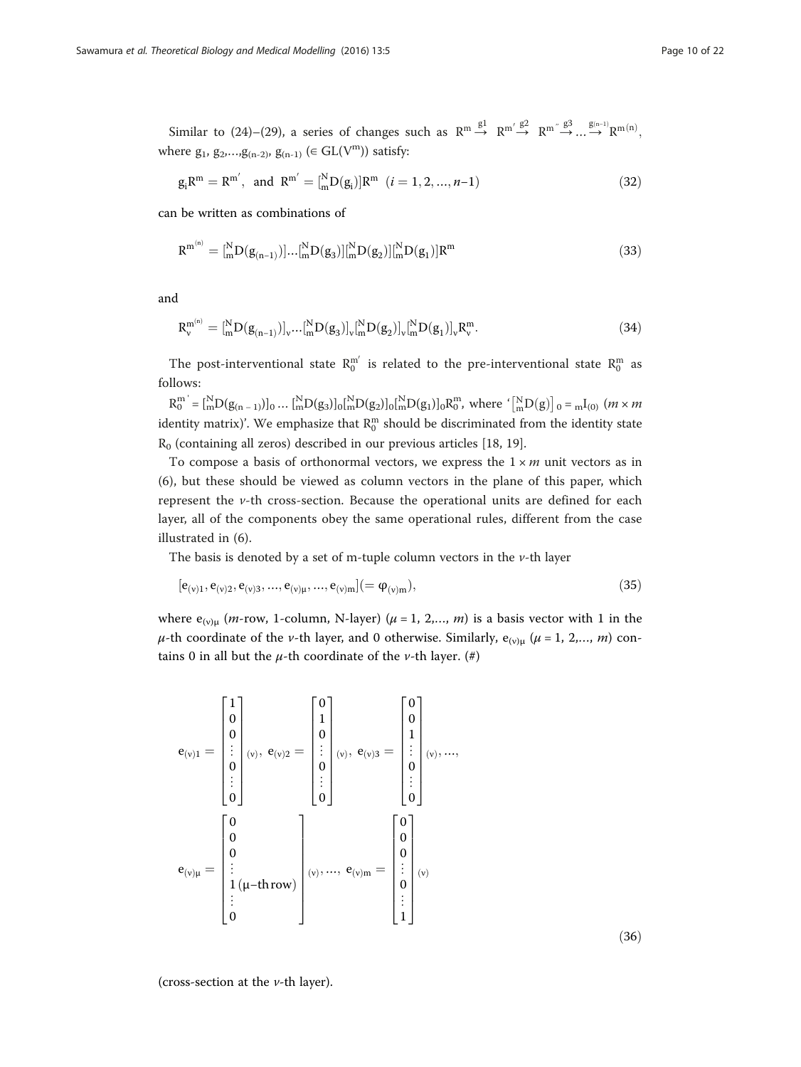Similar to (24)–(29), a series of changes such as $R^m \overset{g1}{\rightarrow} R^{m'} \overset{g2}{\rightarrow} R^{m''} \overset{g3}{\rightarrow} \ldots \overset{g(n-1)}{\rightarrow} R^{m(n)}$, where $g_1, g_2, \ldots, g_{(n-2)}, g_{(n-1)}$ ($\in GL(V^m)$) satisfy:

$$g_i R^m = R^{m'}, \text{ and } R^{m'} = [^N_m D(g_i)] R^m \quad (i = 1, 2, \ldots, n-1) \tag{32}$$

can be written as combinations of

$$R^{m^{(n)}} = [^N_m D(g_{(n-1)})] \ldots [^N_m D(g_3)][^N_m D(g_2)][^N_m D(g_1)] R^m \tag{33}$$

and

$$R^{m^{(n)}}_{\nu} = [^N_m D(g_{(n-1)})]_{\nu} \ldots [^N_m D(g_3)]_{\nu} [^N_m D(g_2)]_{\nu} [^N_m D(g_1)]_{\nu} R^m_{\nu}. \tag{34}$$

The post-interventional state $R^{m'}_0$ is related to the pre-interventional state $R^m_0$ as follows:

$R^{m'}_0 = [^N_m D(g_{(n-1)})]_0 \ldots [^N_m D(g_3)]_0 [^N_m D(g_2)]_0 [^N_m D(g_1)]_0 R^m_0$, where '$[^N_m D(g)]_0 = {}_m I_{(0)}$ ($m \times m$ identity matrix)'. We emphasize that $R^m_0$ should be discriminated from the identity state $R_0$ (containing all zeros) described in our previous articles [18, 19].

To compose a basis of orthonormal vectors, we express the $1 \times m$ unit vectors as in (6), but these should be viewed as column vectors in the plane of this paper, which represent the $\nu$-th cross-section. Because the operational units are defined for each layer, all of the components obey the same operational rules, different from the case illustrated in (6).

The basis is denoted by a set of m-tuple column vectors in the $\nu$-th layer

$$[e_{(\nu)1}, e_{(\nu)2}, e_{(\nu)3}, \ldots, e_{(\nu)\mu}, \ldots, e_{(\nu)m}] (= \varphi_{(\nu)m}), \tag{35}$$

where $e_{(\nu)\mu}$ ($m$-row, 1-column, N-layer) ($\mu = 1, 2, \ldots, m$) is a basis vector with 1 in the $\mu$-th coordinate of the $\nu$-th layer, and 0 otherwise. Similarly, $e_{(\nu)\mu}$ ($\mu = 1, 2, \ldots, m$) contains 0 in all but the $\mu$-th coordinate of the $\nu$-th layer. (#)

$$e_{(\nu)1} = \begin{bmatrix} 1 \\ 0 \\ 0 \\ \vdots \\ 0 \\ \vdots \\ 0 \end{bmatrix}_{(\nu)}, \; e_{(\nu)2} = \begin{bmatrix} 0 \\ 1 \\ 0 \\ \vdots \\ 0 \\ \vdots \\ 0 \end{bmatrix}_{(\nu)}, \; e_{(\nu)3} = \begin{bmatrix} 0 \\ 0 \\ 1 \\ \vdots \\ 0 \\ \vdots \\ 0 \end{bmatrix}_{(\nu)}, \ldots,$$

$$e_{(\nu)\mu} = \begin{bmatrix} 0 \\ 0 \\ 0 \\ \vdots \\ 1\,(\mu\text{-th row}) \\ \vdots \\ 0 \end{bmatrix}_{(\nu)}, \ldots, \; e_{(\nu)m} = \begin{bmatrix} 0 \\ 0 \\ 0 \\ \vdots \\ 0 \\ \vdots \\ 1 \end{bmatrix}_{(\nu)} \tag{36}$$

(cross-section at the $\nu$-th layer).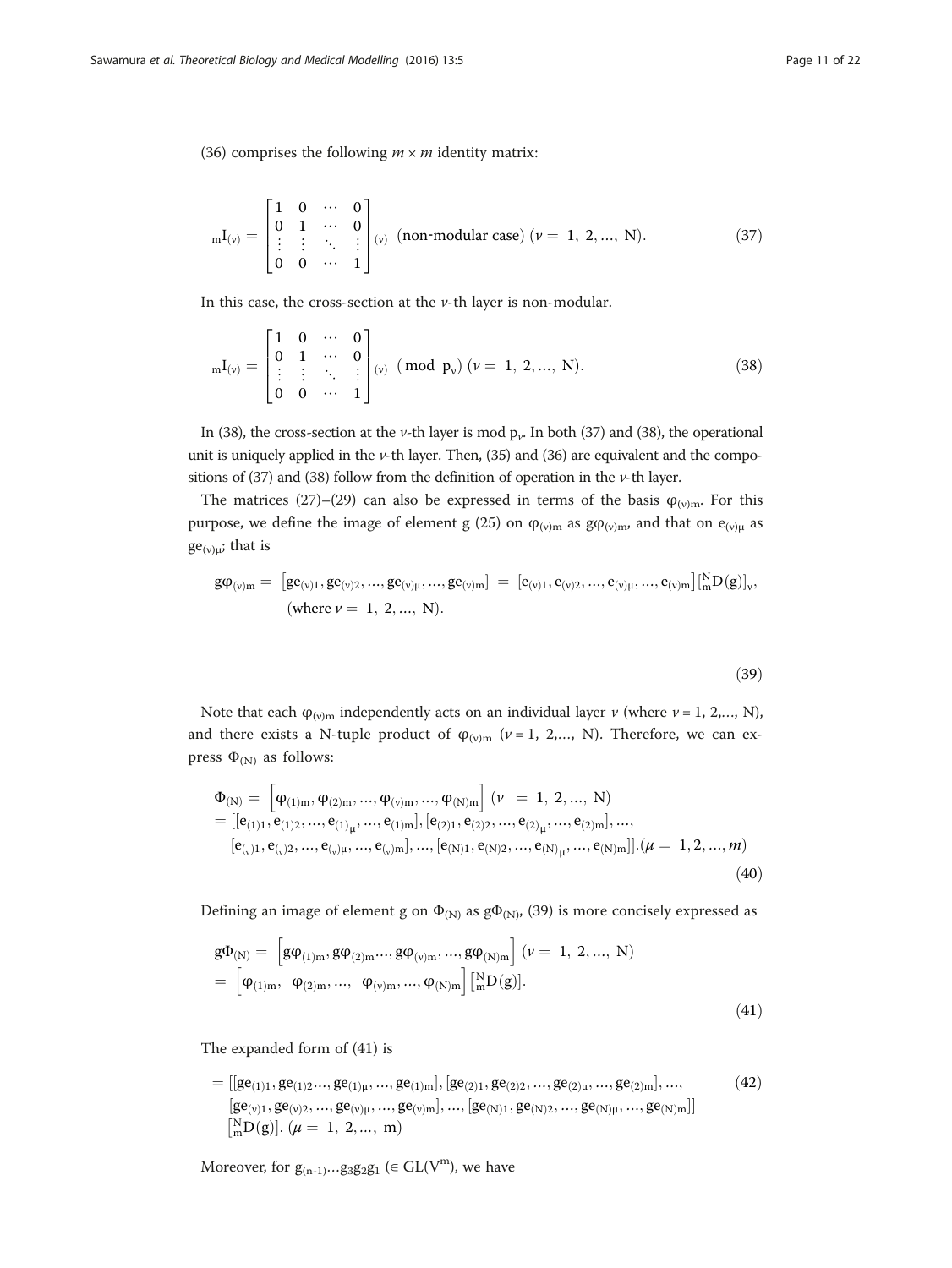(36) comprises the following $m \times m$ identity matrix:

$$
{}_{\mathrm{m}}\mathrm{I}_{(\nu)} = \begin{bmatrix} 1 & 0 & \cdots & 0 \\ 0 & 1 & \cdots & 0 \\ \vdots & \vdots & \ddots & \vdots \\ 0 & 0 & \cdots & 1 \end{bmatrix}_{(\nu)} \text{ (non-modular case) } (\nu = 1, 2, \ldots, \mathrm{N}). \tag{37}
$$

In this case, the cross-section at the $\nu$-th layer is non-modular.

$$
{}_{\mathrm{m}}\mathrm{I}_{(\nu)} = \begin{bmatrix} 1 & 0 & \cdots & 0 \\ 0 & 1 & \cdots & 0 \\ \vdots & \vdots & \ddots & \vdots \\ 0 & 0 & \cdots & 1 \end{bmatrix}_{(\nu)} \pmod{\mathrm{p}_\nu} \ (\nu = 1, 2, \ldots, \mathrm{N}). \tag{38}
$$

In (38), the cross-section at the $\nu$-th layer is mod $\mathrm{p}_\nu$. In both (37) and (38), the operational unit is uniquely applied in the $\nu$-th layer. Then, (35) and (36) are equivalent and the compositions of (37) and (38) follow from the definition of operation in the $\nu$-th layer.

The matrices (27)–(29) can also be expressed in terms of the basis $\varphi_{(\nu)\mathrm{m}}$. For this purpose, we define the image of element g (25) on $\varphi_{(\nu)\mathrm{m}}$ as $\mathrm{g}\varphi_{(\nu)\mathrm{m}}$, and that on $\mathrm{e}_{(\nu)\mu}$ as $\mathrm{ge}_{(\nu)\mu}$; that is

$$
\begin{aligned}
\mathrm{g}\varphi_{(\nu)\mathrm{m}} &= [\mathrm{ge}_{(\nu)1}, \mathrm{ge}_{(\nu)2}, \ldots, \mathrm{ge}_{(\nu)\mu}, \ldots, \mathrm{ge}_{(\nu)\mathrm{m}}] = [\mathrm{e}_{(\nu)1}, \mathrm{e}_{(\nu)2}, \ldots, \mathrm{e}_{(\nu)\mu}, \ldots, \mathrm{e}_{(\nu)\mathrm{m}}][{}^{\mathrm{N}}_{\mathrm{m}}\mathrm{D}(\mathrm{g})]_\nu, \\
&(\text{where } \nu = 1, 2, \ldots, \mathrm{N}).
\end{aligned} \tag{39}
$$

Note that each $\varphi_{(\nu)\mathrm{m}}$ independently acts on an individual layer $\nu$ (where $\nu = 1, 2, \ldots, \mathrm{N}$), and there exists a N-tuple product of $\varphi_{(\nu)\mathrm{m}}$ ($\nu = 1, 2, \ldots, \mathrm{N}$). Therefore, we can express $\Phi_{(\mathrm{N})}$ as follows:

$$
\begin{aligned}
\Phi_{(\mathrm{N})} &= \left[\varphi_{(1)\mathrm{m}}, \varphi_{(2)\mathrm{m}}, \ldots, \varphi_{(\nu)\mathrm{m}}, \ldots, \varphi_{(\mathrm{N})\mathrm{m}}\right] \ (\nu = 1, 2, \ldots, \mathrm{N}) \\
&= [[\mathrm{e}_{(1)1}, \mathrm{e}_{(1)2}, \ldots, \mathrm{e}_{(1)_\mu}, \ldots, \mathrm{e}_{(1)\mathrm{m}}], [\mathrm{e}_{(2)1}, \mathrm{e}_{(2)2}, \ldots, \mathrm{e}_{(2)_\mu}, \ldots, \mathrm{e}_{(2)\mathrm{m}}], \ldots, \\
&\quad [\mathrm{e}_{(\nu)1}, \mathrm{e}_{(\nu)2}, \ldots, \mathrm{e}_{(\nu)\mu}, \ldots, \mathrm{e}_{(\nu)\mathrm{m}}], \ldots, [\mathrm{e}_{(\mathrm{N})1}, \mathrm{e}_{(\mathrm{N})2}, \ldots, \mathrm{e}_{(\mathrm{N})_\mu}, \ldots, \mathrm{e}_{(\mathrm{N})\mathrm{m}}]].(\mu = 1, 2, \ldots, m)
\end{aligned} \tag{40}
$$

Defining an image of element g on $\Phi_{(\mathrm{N})}$ as $\mathrm{g}\Phi_{(\mathrm{N})}$, (39) is more concisely expressed as

$$
\begin{aligned}
\mathrm{g}\Phi_{(\mathrm{N})} &= \left[\mathrm{g}\varphi_{(1)\mathrm{m}}, \mathrm{g}\varphi_{(2)\mathrm{m}} \ldots, \mathrm{g}\varphi_{(\nu)\mathrm{m}}, \ldots, \mathrm{g}\varphi_{(\mathrm{N})\mathrm{m}}\right] \ (\nu = 1, 2, \ldots, \mathrm{N}) \\
&= \left[\varphi_{(1)\mathrm{m}}, \ \varphi_{(2)\mathrm{m}}, \ldots, \ \varphi_{(\nu)\mathrm{m}}, \ldots, \varphi_{(\mathrm{N})\mathrm{m}}\right][{}^{\mathrm{N}}_{\mathrm{m}}\mathrm{D}(\mathrm{g})].
\end{aligned} \tag{41}
$$

The expanded form of (41) is

$$
\begin{aligned}
&= [[\mathrm{ge}_{(1)1}, \mathrm{ge}_{(1)2} \ldots, \mathrm{ge}_{(1)\mu}, \ldots, \mathrm{ge}_{(1)\mathrm{m}}], [\mathrm{ge}_{(2)1}, \mathrm{ge}_{(2)2}, \ldots, \mathrm{ge}_{(2)\mu}, \ldots, \mathrm{ge}_{(2)\mathrm{m}}], \ldots, \\
&\quad [\mathrm{ge}_{(\nu)1}, \mathrm{ge}_{(\nu)2}, \ldots, \mathrm{ge}_{(\nu)\mu}, \ldots, \mathrm{ge}_{(\nu)\mathrm{m}}], \ldots, [\mathrm{ge}_{(\mathrm{N})1}, \mathrm{ge}_{(\mathrm{N})2}, \ldots, \mathrm{ge}_{(\mathrm{N})\mu}, \ldots, \mathrm{ge}_{(\mathrm{N})\mathrm{m}}]] \\
&\quad [{}^{\mathrm{N}}_{\mathrm{m}}\mathrm{D}(\mathrm{g})]. \ (\mu = 1, 2, \ldots, \mathrm{m})
\end{aligned} \tag{42}
$$

Moreover, for $\mathrm{g}_{(\mathrm{n}-1)} \ldots \mathrm{g}_3\mathrm{g}_2\mathrm{g}_1$ ($\in \mathrm{GL}(\mathrm{V}^{\mathrm{m}})$), we have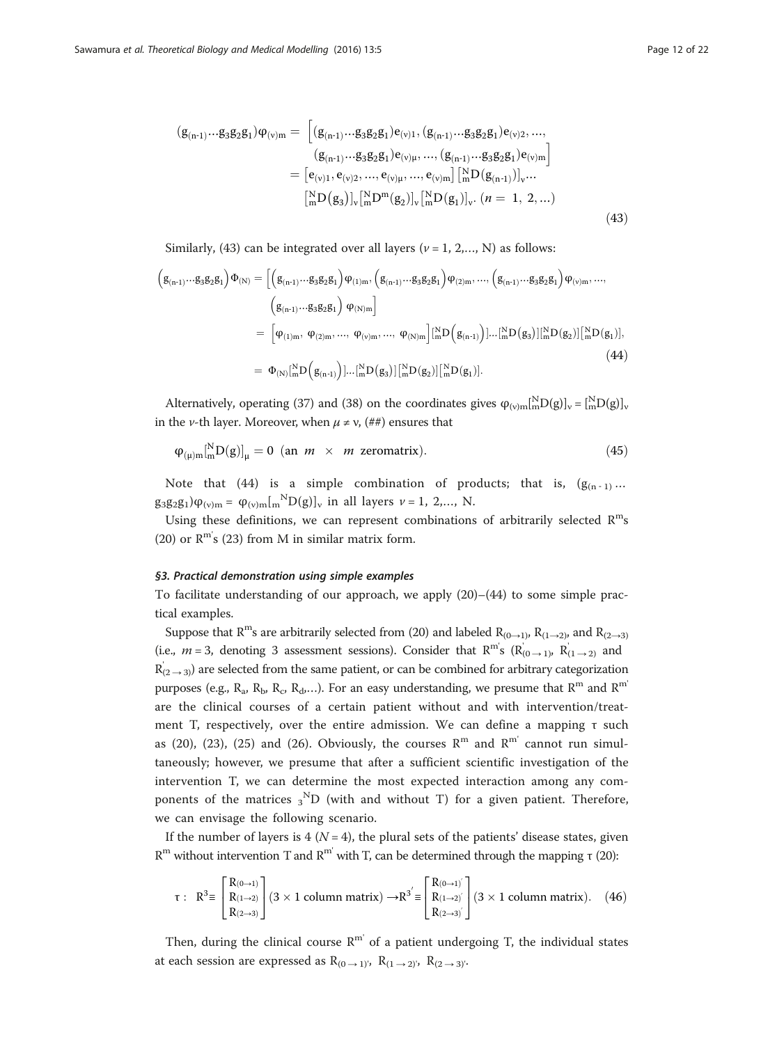$$
\begin{aligned}
(g_{(n-1)} \cdots g_3 g_2 g_1)\varphi_{(v)m} = & \Big[(g_{(n-1)} \cdots g_3 g_2 g_1)e_{(v)1}, (g_{(n-1)} \cdots g_3 g_2 g_1)e_{(v)2}, \ldots, \\
& (g_{(n-1)} \cdots g_3 g_2 g_1)e_{(v)\mu}, \ldots, (g_{(n-1)} \cdots g_3 g_2 g_1)e_{(v)m}\Big] \\
= & \left[e_{(v)1}, e_{(v)2}, \ldots, e_{(v)\mu}, \ldots, e_{(v)m}\right] \left[{}^{N}_{m}D(g_{(n-1)})\right]_v \cdots \\
& \left[{}^{N}_{m}D(g_3)\right]_v \left[{}^{N}_{m}D^m(g_2)\right]_v \left[{}^{N}_{m}D(g_1)\right]_v. \; (n = 1, 2, \ldots)
\end{aligned}
\tag{43}
$$

Similarly, (43) can be integrated over all layers ($\nu = 1, 2, \ldots, N$) as follows:

$$
\begin{aligned}
\left(g_{(n-1)} \cdots g_3 g_2 g_1\right)\Phi_{(N)} = & \Big[\left(g_{(n-1)} \cdots g_3 g_2 g_1\right)\varphi_{(1)m}, \left(g_{(n-1)} \cdots g_3 g_2 g_1\right)\varphi_{(2)m}, \ldots, \left(g_{(n-1)} \cdots g_3 g_2 g_1\right)\varphi_{(v)m}, \ldots, \\
& \left(g_{(n-1)} \cdots g_3 g_2 g_1\right)\varphi_{(N)m}\Big] \\
= & \left[\varphi_{(1)m}, \varphi_{(2)m}, \ldots, \varphi_{(v)m}, \ldots, \varphi_{(N)m}\right]\left[{}^{N}_{m}D\left(g_{(n-1)}\right)\right] \ldots \left[{}^{N}_{m}D(g_3)\right]\left[{}^{N}_{m}D(g_2)\right]\left[{}^{N}_{m}D(g_1)\right], \\
= & \; \Phi_{(N)}\left[{}^{N}_{m}D\left(g_{(n-1)}\right)\right] \ldots \left[{}^{N}_{m}D(g_3)\right]\left[{}^{N}_{m}D(g_2)\right]\left[{}^{N}_{m}D(g_1)\right].
\end{aligned}
\tag{44}
$$

Alternatively, operating (37) and (38) on the coordinates gives $\varphi_{(v)m}[{}^{N}_{m}D(g)]_v = [{}^{N}_{m}D(g)]_v$ in the $\nu$-th layer. Moreover, when $\mu \neq \nu$, (##) ensures that

$$
\varphi_{(\mu)m}[{}^{N}_{m}D(g)]_\mu = 0 \; (\text{an } m \times m \text{ zeromatrix}). \tag{45}
$$

Note that (44) is a simple combination of products; that is, $(g_{(n-1)} \ldots g_3 g_2 g_1)\varphi_{(v)m} = \varphi_{(v)m}[{}_{m}{}^{N}D(g)]_v$ in all layers $\nu = 1, 2, \ldots, N$.

Using these definitions, we can represent combinations of arbitrarily selected $R^m$s (20) or $R^{m'}$s (23) from M in similar matrix form.

#### §3. Practical demonstration using simple examples

To facilitate understanding of our approach, we apply (20)–(44) to some simple practical examples.

Suppose that $R^m$s are arbitrarily selected from (20) and labeled $R_{(0\to1)}$, $R_{(1\to2)}$, and $R_{(2\to3)}$ (i.e., $m = 3$, denoting 3 assessment sessions). Consider that $R^{m'}$s ($R^{'}_{(0\to1)}$, $R^{'}_{(1\to2)}$ and $R^{'}_{(2\to3)}$) are selected from the same patient, or can be combined for arbitrary categorization purposes (e.g., $R_a$, $R_b$, $R_c$, $R_d$,…). For an easy understanding, we presume that $R^m$ and $R^{m'}$ are the clinical courses of a certain patient without and with intervention/treatment T, respectively, over the entire admission. We can define a mapping τ such as (20), (23), (25) and (26). Obviously, the courses $R^m$ and $R^{m'}$ cannot run simultaneously; however, we presume that after a sufficient scientific investigation of the intervention T, we can determine the most expected interaction among any components of the matrices ${}_{3}{}^{N}D$ (with and without T) for a given patient. Therefore, we can envisage the following scenario.

If the number of layers is 4 ($N = 4$), the plural sets of the patients' disease states, given $R^m$ without intervention T and $R^{m'}$ with T, can be determined through the mapping τ (20):

$$
\tau: \; R^3 \equiv \begin{bmatrix} R_{(0\to1)} \\ R_{(1\to2)} \\ R_{(2\to3)} \end{bmatrix} (3 \times 1 \text{ column matrix}) \to R^{3'} \equiv \begin{bmatrix} R_{(0\to1)'} \\ R_{(1\to2)'} \\ R_{(2\to3)'} \end{bmatrix} (3 \times 1 \text{ column matrix}). \tag{46}
$$

Then, during the clinical course $R^{m'}$ of a patient undergoing T, the individual states at each session are expressed as $R_{(0\to1)'}$, $R_{(1\to2)'}$, $R_{(2\to3)'}$.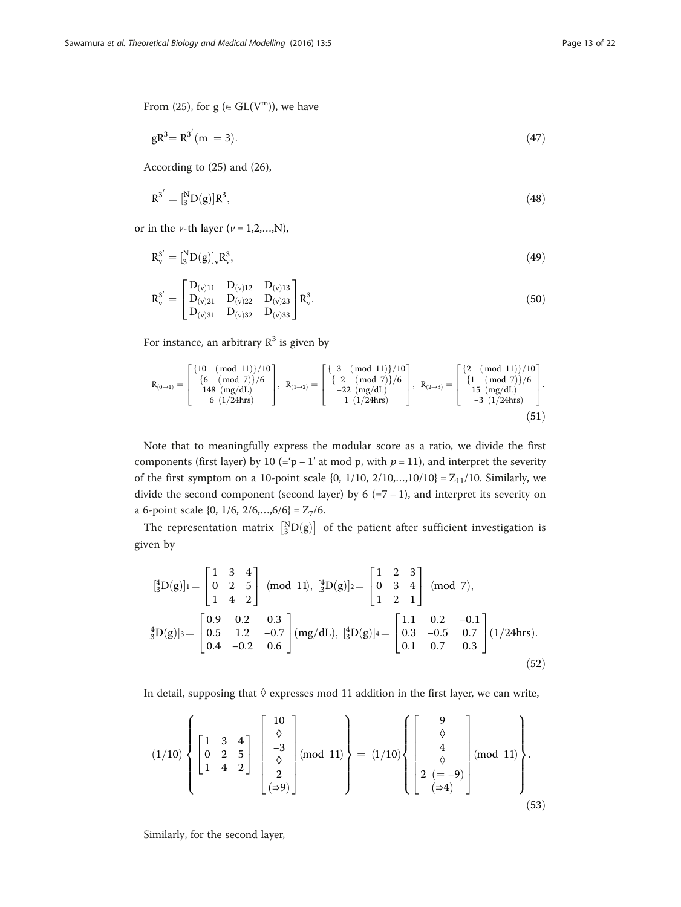From (25), for g ($\in GL(V^m)$), we have

$$gR^3 = R^{3'} (m = 3). \tag{47}$$

According to (25) and (26),

$$R^{3'} = [{}^N_3 D(g)] R^3, \tag{48}$$

or in the $\nu$-th layer ($\nu = 1,2,\ldots,N$),

$$R^{3'}_\nu = [{}^N_3 D(g)]_\nu R^3_\nu, \tag{49}$$

$$R^{3'}_\nu = \begin{bmatrix} D_{(\nu)11} & D_{(\nu)12} & D_{(\nu)13} \\ D_{(\nu)21} & D_{(\nu)22} & D_{(\nu)23} \\ D_{(\nu)31} & D_{(\nu)32} & D_{(\nu)33} \end{bmatrix} R^3_\nu. \tag{50}$$

For instance, an arbitrary $R^3$ is given by

$$R_{(0\to1)} = \begin{bmatrix} \{10 \pmod{11}\}/10 \\ \{6 \pmod{7}\}/6 \\ 148 \text{ (mg/dL)} \\ 6 \text{ (1/24hrs)} \end{bmatrix}, \quad R_{(1\to2)} = \begin{bmatrix} \{-3 \pmod{11}\}/10 \\ \{-2 \pmod{7}\}/6 \\ -22 \text{ (mg/dL)} \\ 1 \text{ (1/24hrs)} \end{bmatrix}, \quad R_{(2\to3)} = \begin{bmatrix} \{2 \pmod{11}\}/10 \\ \{1 \pmod{7}\}/6 \\ 15 \text{ (mg/dL)} \\ -3 \text{ (1/24hrs)} \end{bmatrix}. \tag{51}$$

Note that to meaningfully express the modular score as a ratio, we divide the first components (first layer) by 10 (='p − 1' at mod p, with $p = 11$), and interpret the severity of the first symptom on a 10-point scale $\{0, 1/10, 2/10,\ldots,10/10\} = Z_{11}/10$. Similarly, we divide the second component (second layer) by 6 (=7 − 1), and interpret its severity on a 6-point scale $\{0, 1/6, 2/6,\ldots,6/6\} = Z_7/6$.

The representation matrix $[{}^N_3 D(g)]$ of the patient after sufficient investigation is given by

$$[{}^4_3 D(g)]_1 = \begin{bmatrix} 1 & 3 & 4 \\ 0 & 2 & 5 \\ 1 & 4 & 2 \end{bmatrix} \pmod{11},\ [{}^4_3 D(g)]_2 = \begin{bmatrix} 1 & 2 & 3 \\ 0 & 3 & 4 \\ 1 & 2 & 1 \end{bmatrix} \pmod{7},$$
$$[{}^4_3 D(g)]_3 = \begin{bmatrix} 0.9 & 0.2 & 0.3 \\ 0.5 & 1.2 & -0.7 \\ 0.4 & -0.2 & 0.6 \end{bmatrix} \text{(mg/dL)},\ [{}^4_3 D(g)]_4 = \begin{bmatrix} 1.1 & 0.2 & -0.1 \\ 0.3 & -0.5 & 0.7 \\ 0.1 & 0.7 & 0.3 \end{bmatrix} \text{(1/24hrs)}. \tag{52}$$

In detail, supposing that ◊ expresses mod 11 addition in the first layer, we can write,

$$(1/10)\left\{ \begin{bmatrix} 1 & 3 & 4 \\ 0 & 2 & 5 \\ 1 & 4 & 2 \end{bmatrix} \begin{bmatrix} 10 \\ \lozenge \\ -3 \\ \lozenge \\ 2 \\ (\Rightarrow 9) \end{bmatrix} \pmod{11} \right\} = (1/10)\left\{ \begin{bmatrix} 9 \\ \lozenge \\ 4 \\ \lozenge \\ 2\ (= -9) \\ (\Rightarrow 4) \end{bmatrix} \pmod{11} \right\}. \tag{53}$$

Similarly, for the second layer,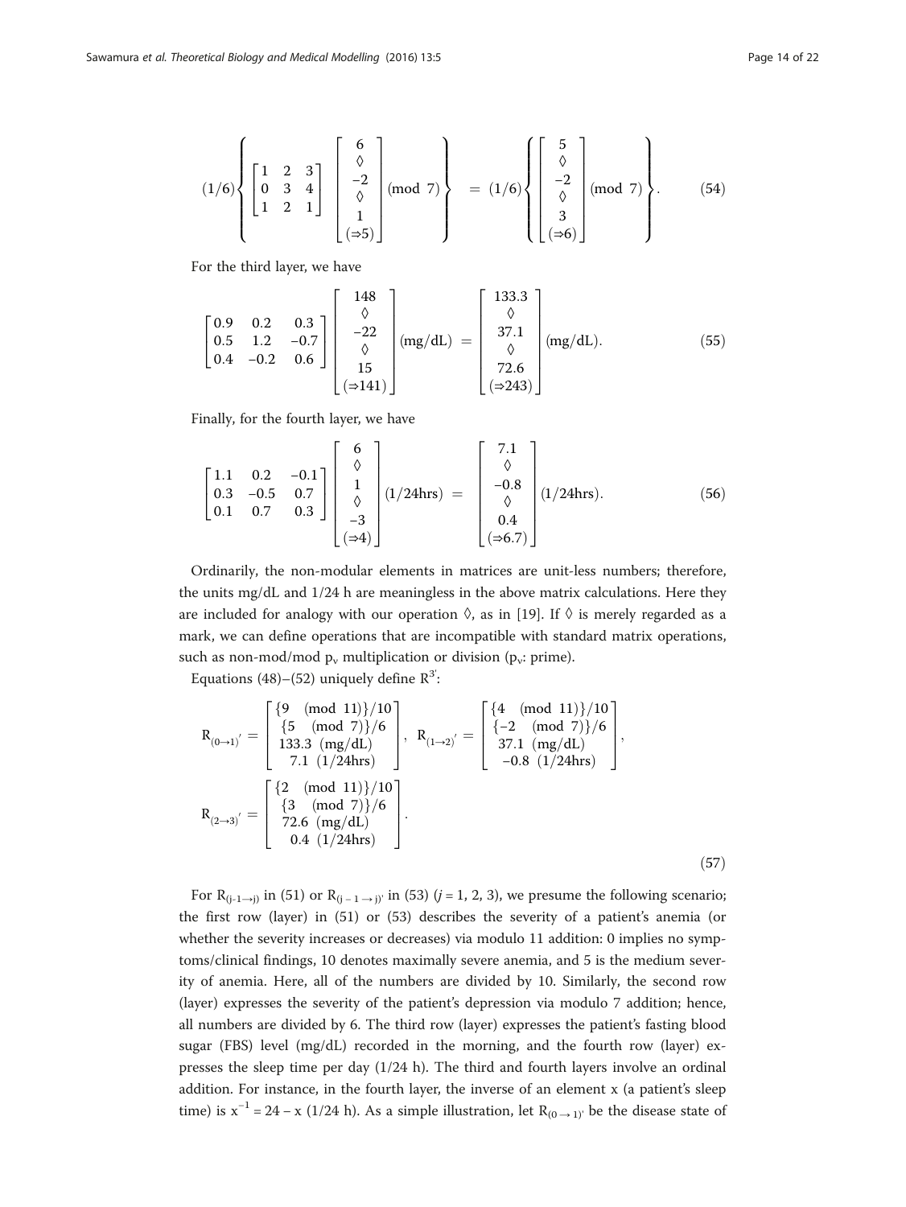$$(1/6)\left\{\begin{bmatrix}1 & 2 & 3\\0 & 3 & 4\\1 & 2 & 1\end{bmatrix}\begin{bmatrix}6\\\lozenge\\-2\\\lozenge\\1\\(\Rightarrow 5)\end{bmatrix}(\text{mod }7)\right\} = (1/6)\left\{\begin{bmatrix}5\\\lozenge\\-2\\\lozenge\\3\\(\Rightarrow 6)\end{bmatrix}(\text{mod }7)\right\}. \tag{54}$$

For the third layer, we have

$$\begin{bmatrix}0.9 & 0.2 & 0.3\\0.5 & 1.2 & -0.7\\0.4 & -0.2 & 0.6\end{bmatrix}\begin{bmatrix}148\\\lozenge\\-22\\\lozenge\\15\\(\Rightarrow 141)\end{bmatrix}(\text{mg/dL}) = \begin{bmatrix}133.3\\\lozenge\\37.1\\\lozenge\\72.6\\(\Rightarrow 243)\end{bmatrix}(\text{mg/dL}). \tag{55}$$

Finally, for the fourth layer, we have

$$\begin{bmatrix}1.1 & 0.2 & -0.1\\0.3 & -0.5 & 0.7\\0.1 & 0.7 & 0.3\end{bmatrix}\begin{bmatrix}6\\\lozenge\\1\\\lozenge\\-3\\(\Rightarrow 4)\end{bmatrix}(1/24\text{hrs}) = \begin{bmatrix}7.1\\\lozenge\\-0.8\\\lozenge\\0.4\\(\Rightarrow 6.7)\end{bmatrix}(1/24\text{hrs}). \tag{56}$$

Ordinarily, the non-modular elements in matrices are unit-less numbers; therefore, the units mg/dL and 1/24 h are meaningless in the above matrix calculations. Here they are included for analogy with our operation $\lozenge$, as in [19]. If $\lozenge$ is merely regarded as a mark, we can define operations that are incompatible with standard matrix operations, such as non-mod/mod $p_v$ multiplication or division ($p_v$: prime).

Equations (48)–(52) uniquely define $R^{3'}$:

$$R_{(0\to 1)'} = \begin{bmatrix}\{9 \quad (\text{mod } 11)\}/10\\\{5 \quad (\text{mod } 7)\}/6\\133.3 \ (\text{mg/dL})\\7.1 \ (1/24\text{hrs})\end{bmatrix},\ R_{(1\to 2)'} = \begin{bmatrix}\{4 \quad (\text{mod } 11)\}/10\\\{-2 \quad (\text{mod } 7)\}/6\\37.1 \ (\text{mg/dL})\\-0.8 \ (1/24\text{hrs})\end{bmatrix},$$
$$R_{(2\to 3)'} = \begin{bmatrix}\{2 \quad (\text{mod } 11)\}/10\\\{3 \quad (\text{mod } 7)\}/6\\72.6 \ (\text{mg/dL})\\0.4 \ (1/24\text{hrs})\end{bmatrix}. \tag{57}$$

For $R_{(j-1\to j)}$ in (51) or $R_{(j-1\to j)'}$ in (53) ($j = 1, 2, 3$), we presume the following scenario; the first row (layer) in (51) or (53) describes the severity of a patient's anemia (or whether the severity increases or decreases) via modulo 11 addition: 0 implies no symptoms/clinical findings, 10 denotes maximally severe anemia, and 5 is the medium severity of anemia. Here, all of the numbers are divided by 10. Similarly, the second row (layer) expresses the severity of the patient's depression via modulo 7 addition; hence, all numbers are divided by 6. The third row (layer) expresses the patient's fasting blood sugar (FBS) level (mg/dL) recorded in the morning, and the fourth row (layer) expresses the sleep time per day (1/24 h). The third and fourth layers involve an ordinal addition. For instance, in the fourth layer, the inverse of an element x (a patient's sleep time) is $x^{-1} = 24 - x$ (1/24 h). As a simple illustration, let $R_{(0\to 1)'}$ be the disease state of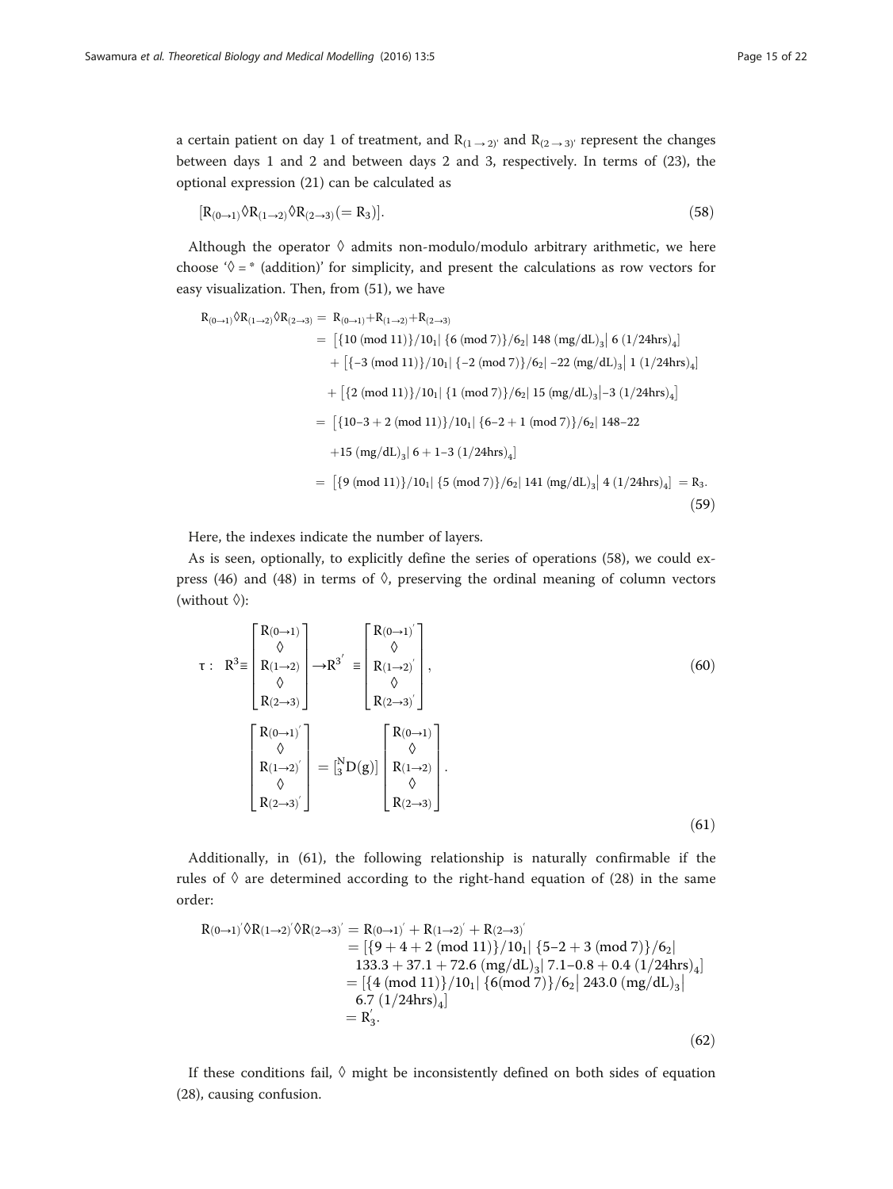a certain patient on day 1 of treatment, and $R_{(1\to 2)'}$ and $R_{(2\to 3)'}$ represent the changes between days 1 and 2 and between days 2 and 3, respectively. In terms of (23), the optional expression (21) can be calculated as

$$[R_{(0\to 1)} \lozenge R_{(1\to 2)} \lozenge R_{(2\to 3)} (= R_3)]. \tag{58}$$

Although the operator $\lozenge$ admits non-modulo/modulo arbitrary arithmetic, we here choose '$\lozenge$ = * (addition)' for simplicity, and present the calculations as row vectors for easy visualization. Then, from (51), we have

$$\begin{aligned}
R_{(0\to 1)} \lozenge R_{(1\to 2)} \lozenge R_{(2\to 3)} &= R_{(0\to 1)} + R_{(1\to 2)} + R_{(2\to 3)} \\
&= \left[\{10 \ (\mathrm{mod}\ 11)\}/10_1 \middle| \{6 \ (\mathrm{mod}\ 7)\}/6_2 \middle| 148 \ (\mathrm{mg/dL})_3 \middle| 6 \ (1/24\mathrm{hrs})_4\right] \\
&\quad + \left[\{-3 \ (\mathrm{mod}\ 11)\}/10_1 \middle| \{-2 \ (\mathrm{mod}\ 7)\}/6_2 \middle| -22 \ (\mathrm{mg/dL})_3 \middle| 1 \ (1/24\mathrm{hrs})_4\right] \\
&\quad + \left[\{2 \ (\mathrm{mod}\ 11)\}/10_1 \middle| \{1 \ (\mathrm{mod}\ 7)\}/6_2 \middle| 15 \ (\mathrm{mg/dL})_3 \middle| -3 \ (1/24\mathrm{hrs})_4\right] \\
&= \left[\{10-3+2 \ (\mathrm{mod}\ 11)\}/10_1 \middle| \{6-2+1 \ (\mathrm{mod}\ 7)\}/6_2 \middle| 148-22 \right. \\
&\quad \left. +15 \ (\mathrm{mg/dL})_3 \middle| 6+1-3 \ (1/24\mathrm{hrs})_4\right] \\
&= \left[\{9 \ (\mathrm{mod}\ 11)\}/10_1 \middle| \{5 \ (\mathrm{mod}\ 7)\}/6_2 \middle| 141 \ (\mathrm{mg/dL})_3 \middle| 4 \ (1/24\mathrm{hrs})_4\right] = R_3.
\end{aligned} \tag{59}$$

Here, the indexes indicate the number of layers.

As is seen, optionally, to explicitly define the series of operations (58), we could express (46) and (48) in terms of $\lozenge$, preserving the ordinal meaning of column vectors (without $\lozenge$):

$$\tau: \quad R^3 \equiv \begin{bmatrix} R_{(0\to 1)} \\ \lozenge \\ R_{(1\to 2)} \\ \lozenge \\ R_{(2\to 3)} \end{bmatrix} \to R^{3'} \equiv \begin{bmatrix} R_{(0\to 1)'} \\ \lozenge \\ R_{(1\to 2)'} \\ \lozenge \\ R_{(2\to 3)'} \end{bmatrix}, \tag{60}$$

$$\begin{bmatrix} R_{(0\to 1)'} \\ \lozenge \\ R_{(1\to 2)'} \\ \lozenge \\ R_{(2\to 3)'} \end{bmatrix} = \left[{}_3^N D(g)\right] \begin{bmatrix} R_{(0\to 1)} \\ \lozenge \\ R_{(1\to 2)} \\ \lozenge \\ R_{(2\to 3)} \end{bmatrix}. \tag{61}$$

Additionally, in (61), the following relationship is naturally confirmable if the rules of $\lozenge$ are determined according to the right-hand equation of (28) in the same order:

$$\begin{aligned}
R_{(0\to 1)'} \lozenge R_{(1\to 2)'} \lozenge R_{(2\to 3)'} &= R_{(0\to 1)'} + R_{(1\to 2)'} + R_{(2\to 3)'} \\
&= [\{9+4+2 \ (\mathrm{mod}\ 11)\}/10_1 | \{5-2+3 \ (\mathrm{mod}\ 7)\}/6_2 | \\
&\quad 133.3 + 37.1 + 72.6 \ (\mathrm{mg/dL})_3 | \ 7.1-0.8+0.4 \ (1/24\mathrm{hrs})_4] \\
&= [\{4 \ (\mathrm{mod}\ 11)\}/10_1 | \{6 (\mathrm{mod}\ 7)\}/6_2 | \ 243.0 \ (\mathrm{mg/dL})_3 | \\
&\quad 6.7 \ (1/24\mathrm{hrs})_4] \\
&= R_3'.
\end{aligned} \tag{62}$$

If these conditions fail, $\lozenge$ might be inconsistently defined on both sides of equation (28), causing confusion.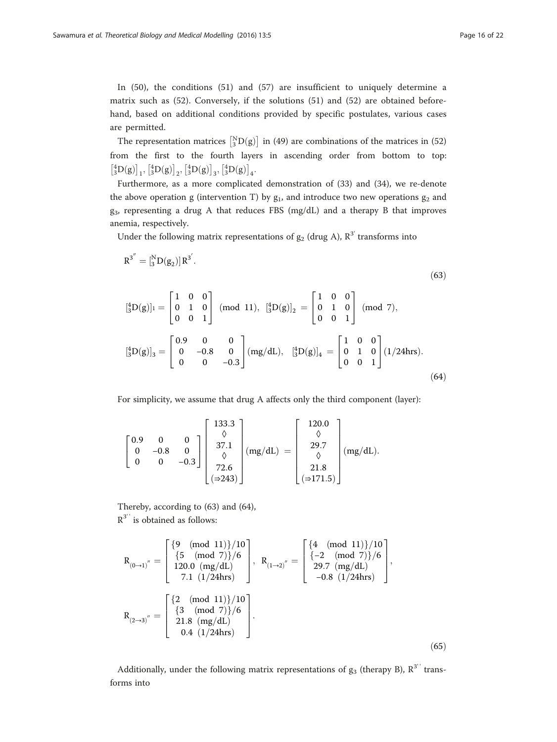In (50), the conditions (51) and (57) are insufficient to uniquely determine a matrix such as (52). Conversely, if the solutions (51) and (52) are obtained beforehand, based on additional conditions provided by specific postulates, various cases are permitted.

The representation matrices $\left[{}^{N}_{3}D(g)\right]$ in (49) are combinations of the matrices in (52) from the first to the fourth layers in ascending order from bottom to top: $\left[{}^{4}_{3}D(g)\right]_1$, $\left[{}^{4}_{3}D(g)\right]_2$, $\left[{}^{4}_{3}D(g)\right]_3$, $\left[{}^{4}_{3}D(g)\right]_4$.

Furthermore, as a more complicated demonstration of (33) and (34), we re-denote the above operation g (intervention T) by $g_1$, and introduce two new operations $g_2$ and $g_3$, representing a drug A that reduces FBS (mg/dL) and a therapy B that improves anemia, respectively.

Under the following matrix representations of $g_2$ (drug A), $R^{3'}$ transforms into

$$R^{3''} = \left[{}^{N}_{3}D(g_2)\right] R^{3'}. \tag{63}$$

$$\left[{}^{4}_{3}D(g)\right]_1 = \begin{bmatrix} 1 & 0 & 0 \\ 0 & 1 & 0 \\ 0 & 0 & 1 \end{bmatrix} \pmod{11},\quad \left[{}^{4}_{3}D(g)\right]_2 = \begin{bmatrix} 1 & 0 & 0 \\ 0 & 1 & 0 \\ 0 & 0 & 1 \end{bmatrix} \pmod{7},$$

$$\left[{}^{4}_{3}D(g)\right]_3 = \begin{bmatrix} 0.9 & 0 & 0 \\ 0 & -0.8 & 0 \\ 0 & 0 & -0.3 \end{bmatrix} (\text{mg/dL}),\quad \left[{}^{4}_{3}D(g)\right]_4 = \begin{bmatrix} 1 & 0 & 0 \\ 0 & 1 & 0 \\ 0 & 0 & 1 \end{bmatrix} (1/24\text{hrs}). \tag{64}$$

For simplicity, we assume that drug A affects only the third component (layer):

$$\begin{bmatrix} 0.9 & 0 & 0 \\ 0 & -0.8 & 0 \\ 0 & 0 & -0.3 \end{bmatrix} \begin{bmatrix} 133.3 \\ \Diamond \\ 37.1 \\ \Diamond \\ 72.6 \\ (\Rightarrow 243) \end{bmatrix} (\text{mg/dL}) = \begin{bmatrix} 120.0 \\ \Diamond \\ 29.7 \\ \Diamond \\ 21.8 \\ (\Rightarrow 171.5) \end{bmatrix} (\text{mg/dL}).$$

Thereby, according to (63) and (64),
$R^{3''}$ is obtained as follows:

$$R_{(0\to1)''} = \begin{bmatrix} \{9 \pmod{11}\}/10 \\ \{5 \pmod{7}\}/6 \\ 120.0\ (\text{mg/dL}) \\ 7.1\ (1/24\text{hrs}) \end{bmatrix},\quad R_{(1\to2)''} = \begin{bmatrix} \{4 \pmod{11}\}/10 \\ \{-2 \pmod{7}\}/6 \\ 29.7\ (\text{mg/dL}) \\ -0.8\ (1/24\text{hrs}) \end{bmatrix},$$

$$R_{(2\to3)''} = \begin{bmatrix} \{2 \pmod{11}\}/10 \\ \{3 \pmod{7}\}/6 \\ 21.8\ (\text{mg/dL}) \\ 0.4\ (1/24\text{hrs}) \end{bmatrix}. \tag{65}$$

Additionally, under the following matrix representations of $g_3$ (therapy B), $R^{3''}$ transforms into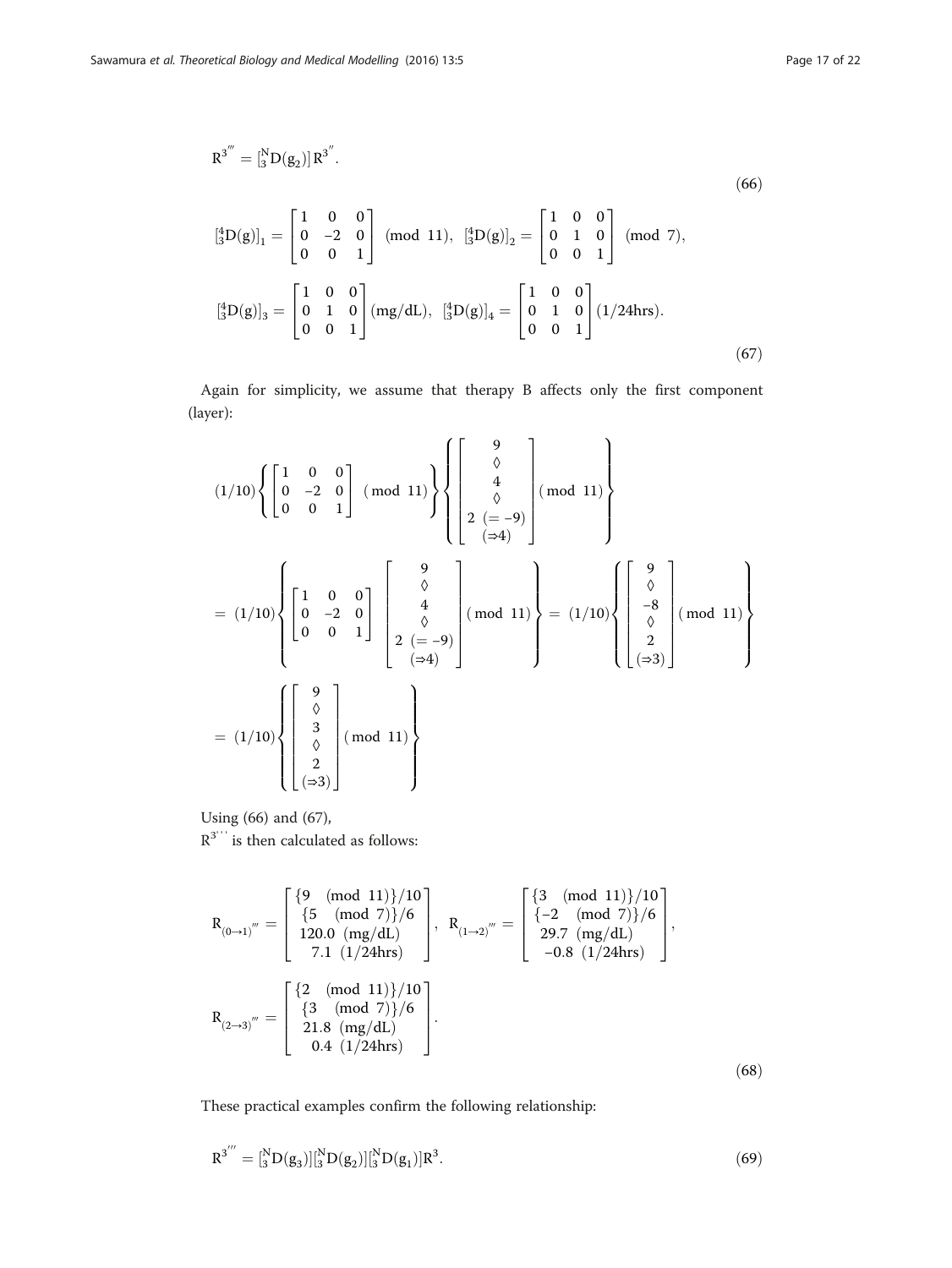$$R^{3'''} = [^N_3D(g_2)]\,R^{3''}. \tag{66}$$

$$[^4_3D(g)]_1 = \begin{bmatrix} 1 & 0 & 0 \\ 0 & -2 & 0 \\ 0 & 0 & 1 \end{bmatrix} \pmod{11},\ \ [^4_3D(g)]_2 = \begin{bmatrix} 1 & 0 & 0 \\ 0 & 1 & 0 \\ 0 & 0 & 1 \end{bmatrix} \pmod{7},$$

$$[^4_3D(g)]_3 = \begin{bmatrix} 1 & 0 & 0 \\ 0 & 1 & 0 \\ 0 & 0 & 1 \end{bmatrix} (\text{mg/dL}),\ \ [^4_3D(g)]_4 = \begin{bmatrix} 1 & 0 & 0 \\ 0 & 1 & 0 \\ 0 & 0 & 1 \end{bmatrix} (1/24\text{hrs}). \tag{67}$$

Again for simplicity, we assume that therapy B affects only the first component (layer):

$$(1/10)\left\{\begin{bmatrix} 1 & 0 & 0 \\ 0 & -2 & 0 \\ 0 & 0 & 1 \end{bmatrix} \pmod{11}\right\}\left\{\begin{bmatrix} 9 \\ \Diamond \\ 4 \\ \Diamond \\ 2\ (=-9) \\ (\Rightarrow 4) \end{bmatrix} \pmod{11}\right\}$$

$$= (1/10)\left\{\begin{bmatrix} 1 & 0 & 0 \\ 0 & -2 & 0 \\ 0 & 0 & 1 \end{bmatrix}\begin{bmatrix} 9 \\ \Diamond \\ 4 \\ \Diamond \\ 2\ (=-9) \\ (\Rightarrow 4) \end{bmatrix} \pmod{11}\right\} = (1/10)\left\{\begin{bmatrix} 9 \\ \Diamond \\ -8 \\ \Diamond \\ 2 \\ (\Rightarrow 3) \end{bmatrix} \pmod{11}\right\}$$

$$= (1/10)\left\{\begin{bmatrix} 9 \\ \Diamond \\ 3 \\ \Diamond \\ 2 \\ (\Rightarrow 3) \end{bmatrix} \pmod{11}\right\}$$

Using (66) and (67),
$R^{3'''}$ is then calculated as follows:

$$R_{(0\to1)'''} = \begin{bmatrix} \{9 \pmod{11}\}/10 \\ \{5 \pmod{7}\}/6 \\ 120.0\ (\text{mg/dL}) \\ 7.1\ (1/24\text{hrs}) \end{bmatrix},\ \ R_{(1\to2)'''} = \begin{bmatrix} \{3 \pmod{11}\}/10 \\ \{-2 \pmod{7}\}/6 \\ 29.7\ (\text{mg/dL}) \\ -0.8\ (1/24\text{hrs}) \end{bmatrix},$$

$$R_{(2\to3)'''} = \begin{bmatrix} \{2 \pmod{11}\}/10 \\ \{3 \pmod{7}\}/6 \\ 21.8\ (\text{mg/dL}) \\ 0.4\ (1/24\text{hrs}) \end{bmatrix}. \tag{68}$$

These practical examples confirm the following relationship:

$$R^{3'''} = [^N_3D(g_3)][^N_3D(g_2)][^N_3D(g_1)]R^3. \tag{69}$$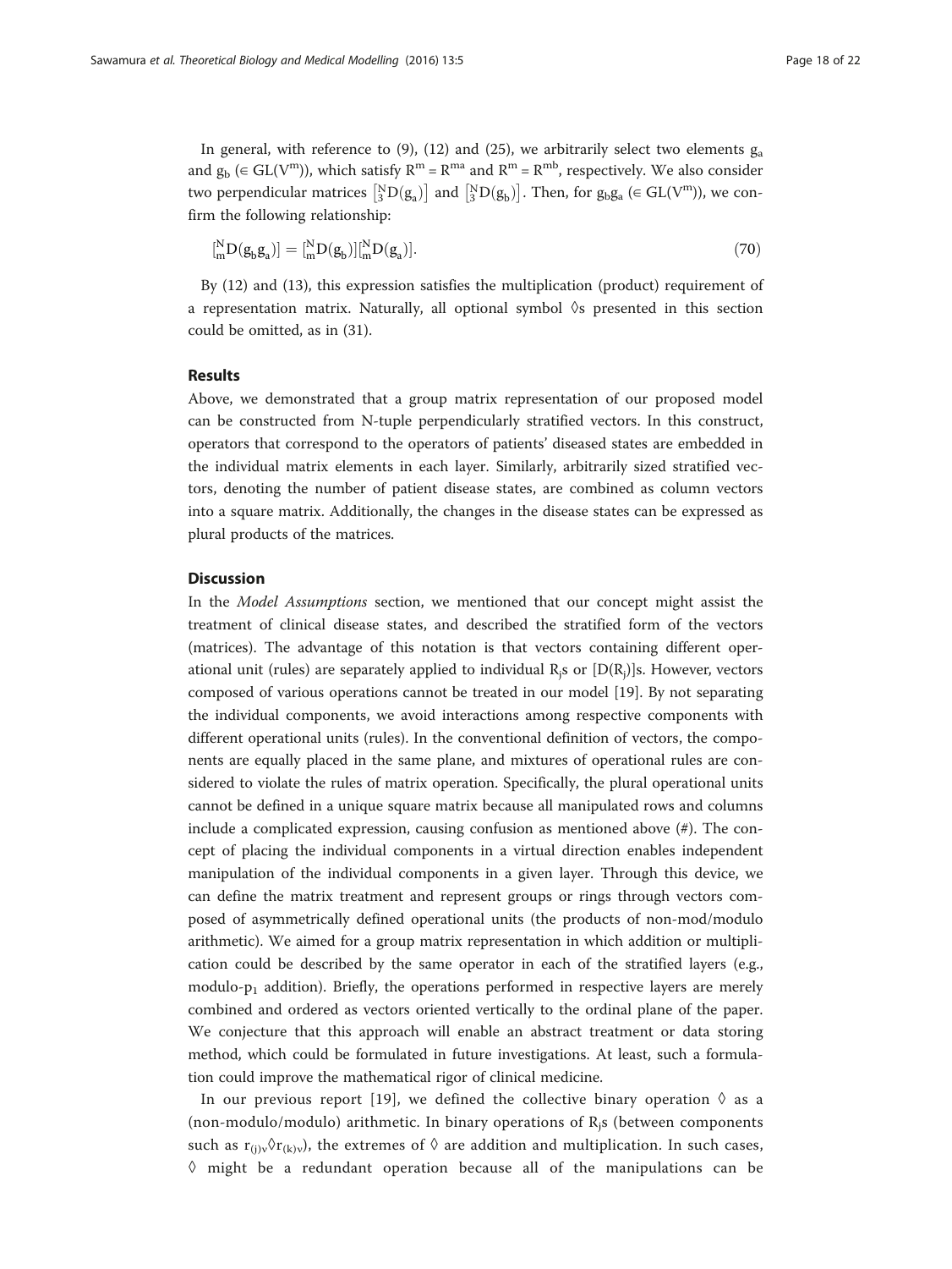In general, with reference to (9), (12) and (25), we arbitrarily select two elements $g_a$ and $g_b$ ($\in GL(V^m)$), which satisfy $R^m = R^{ma}$ and $R^m = R^{mb}$, respectively. We also consider two perpendicular matrices $\left[{}^{N}_{3}D(g_a)\right]$ and $\left[{}^{N}_{3}D(g_b)\right]$. Then, for $g_b g_a$ ($\in GL(V^m)$), we confirm the following relationship:

$$\left[{}^{N}_{m}D(g_b g_a)\right] = \left[{}^{N}_{m}D(g_b)\right]\left[{}^{N}_{m}D(g_a)\right]. \tag{70}$$

By (12) and (13), this expression satisfies the multiplication (product) requirement of a representation matrix. Naturally, all optional symbol ◊s presented in this section could be omitted, as in (31).

## Results

Above, we demonstrated that a group matrix representation of our proposed model can be constructed from N-tuple perpendicularly stratified vectors. In this construct, operators that correspond to the operators of patients' diseased states are embedded in the individual matrix elements in each layer. Similarly, arbitrarily sized stratified vectors, denoting the number of patient disease states, are combined as column vectors into a square matrix. Additionally, the changes in the disease states can be expressed as plural products of the matrices.

## Discussion

In the *Model Assumptions* section, we mentioned that our concept might assist the treatment of clinical disease states, and described the stratified form of the vectors (matrices). The advantage of this notation is that vectors containing different operational unit (rules) are separately applied to individual $R_j$s or $[D(R_j)]$s. However, vectors composed of various operations cannot be treated in our model [19]. By not separating the individual components, we avoid interactions among respective components with different operational units (rules). In the conventional definition of vectors, the components are equally placed in the same plane, and mixtures of operational rules are considered to violate the rules of matrix operation. Specifically, the plural operational units cannot be defined in a unique square matrix because all manipulated rows and columns include a complicated expression, causing confusion as mentioned above (#). The concept of placing the individual components in a virtual direction enables independent manipulation of the individual components in a given layer. Through this device, we can define the matrix treatment and represent groups or rings through vectors composed of asymmetrically defined operational units (the products of non-mod/modulo arithmetic). We aimed for a group matrix representation in which addition or multiplication could be described by the same operator in each of the stratified layers (e.g., modulo-$p_1$ addition). Briefly, the operations performed in respective layers are merely combined and ordered as vectors oriented vertically to the ordinal plane of the paper. We conjecture that this approach will enable an abstract treatment or data storing method, which could be formulated in future investigations. At least, such a formulation could improve the mathematical rigor of clinical medicine.

In our previous report [19], we defined the collective binary operation ◊ as a (non-modulo/modulo) arithmetic. In binary operations of $R_j$s (between components such as $r_{(j)v}◊r_{(k)v}$), the extremes of ◊ are addition and multiplication. In such cases, ◊ might be a redundant operation because all of the manipulations can be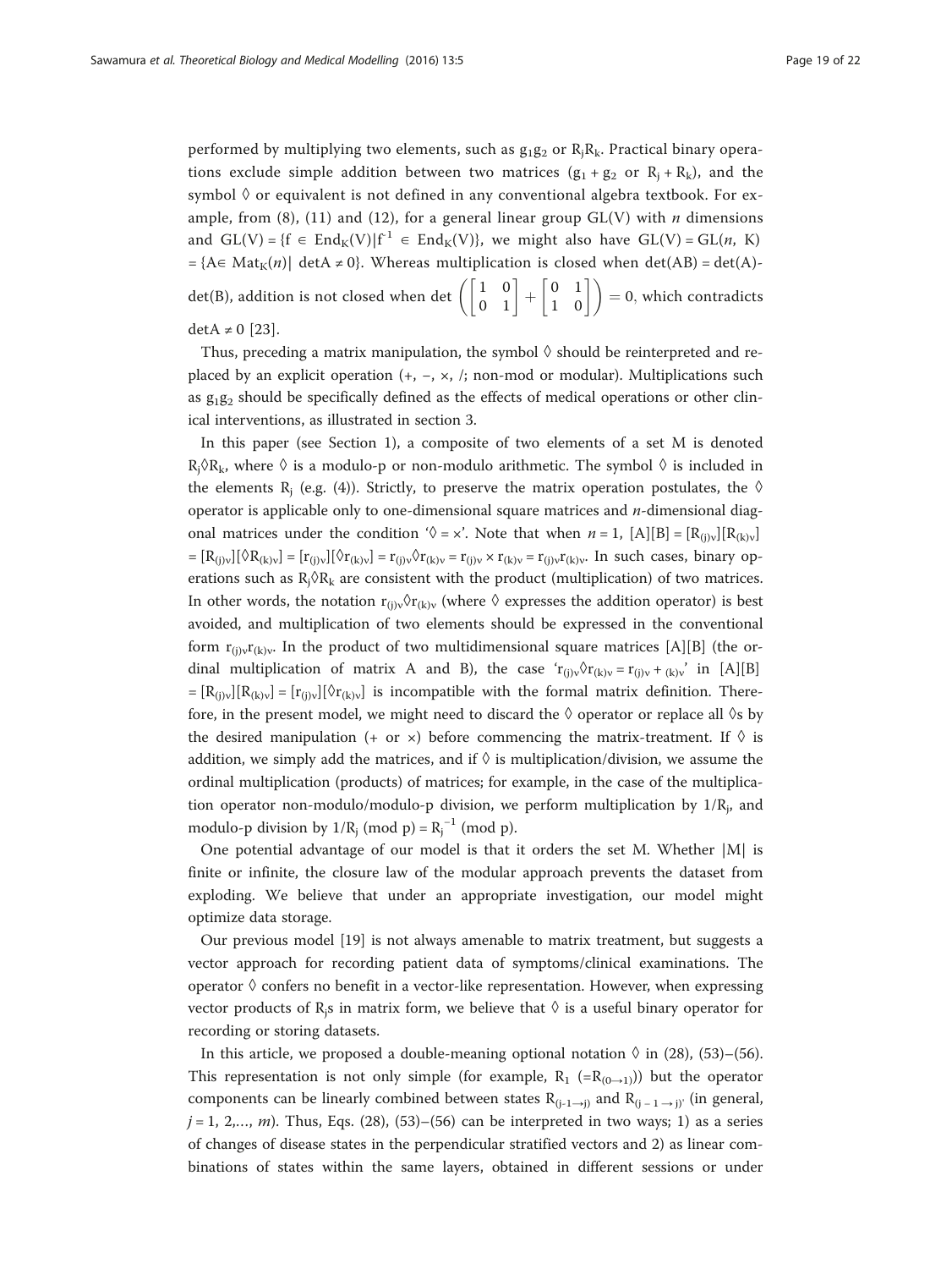performed by multiplying two elements, such as $g_1g_2$ or $R_jR_k$. Practical binary operations exclude simple addition between two matrices ($g_1 + g_2$ or $R_j + R_k$), and the symbol ◊ or equivalent is not defined in any conventional algebra textbook. For example, from (8), (11) and (12), for a general linear group GL(V) with *n* dimensions and $GL(V) = \{f \in End_K(V)|f^{-1} \in End_K(V)\}$, we might also have $GL(V) = GL(n, K) = \{A\in Mat_K(n)|\ detA \neq 0\}$. Whereas multiplication is closed when $det(AB) = det(A)det(B)$, addition is not closed when $\det\left(\begin{bmatrix} 1 & 0 \\ 0 & 1 \end{bmatrix} + \begin{bmatrix} 0 & 1 \\ 1 & 0 \end{bmatrix}\right) = 0$, which contradicts $detA \neq 0$ [23].

Thus, preceding a matrix manipulation, the symbol ◊ should be reinterpreted and replaced by an explicit operation (+, −, ×, /; non-mod or modular). Multiplications such as $g_1g_2$ should be specifically defined as the effects of medical operations or other clinical interventions, as illustrated in section 3.

In this paper (see Section 1), a composite of two elements of a set M is denoted $R_j◊R_k$, where ◊ is a modulo-p or non-modulo arithmetic. The symbol ◊ is included in the elements $R_j$ (e.g. (4)). Strictly, to preserve the matrix operation postulates, the ◊ operator is applicable only to one-dimensional square matrices and *n*-dimensional diagonal matrices under the condition '◊ = ×'. Note that when $n = 1$, $[A][B] = [R_{(j)v}][R_{(k)v}] = [R_{(j)v}][◊R_{(k)v}] = [r_{(j)v}][◊r_{(k)v}] = r_{(j)v}◊r_{(k)v} = r_{(j)v} \times r_{(k)v} = r_{(j)v}r_{(k)v}$. In such cases, binary operations such as $R_j◊R_k$ are consistent with the product (multiplication) of two matrices. In other words, the notation $r_{(j)v}◊r_{(k)v}$ (where ◊ expresses the addition operator) is best avoided, and multiplication of two elements should be expressed in the conventional form $r_{(j)v}r_{(k)v}$. In the product of two multidimensional square matrices [A][B] (the ordinal multiplication of matrix A and B), the case '$r_{(j)v}◊r_{(k)v} = r_{(j)v + (k)v}$' in $[A][B] = [R_{(j)v}][R_{(k)v}] = [r_{(j)v}][◊r_{(k)v}]$ is incompatible with the formal matrix definition. Therefore, in the present model, we might need to discard the ◊ operator or replace all ◊s by the desired manipulation (+ or ×) before commencing the matrix-treatment. If ◊ is addition, we simply add the matrices, and if ◊ is multiplication/division, we assume the ordinal multiplication (products) of matrices; for example, in the case of the multiplication operator non-modulo/modulo-p division, we perform multiplication by $1/R_j$, and modulo-p division by $1/R_j \pmod p = R_j^{-1} \pmod p$.

One potential advantage of our model is that it orders the set M. Whether |M| is finite or infinite, the closure law of the modular approach prevents the dataset from exploding. We believe that under an appropriate investigation, our model might optimize data storage.

Our previous model [19] is not always amenable to matrix treatment, but suggests a vector approach for recording patient data of symptoms/clinical examinations. The operator ◊ confers no benefit in a vector-like representation. However, when expressing vector products of $R_j$s in matrix form, we believe that ◊ is a useful binary operator for recording or storing datasets.

In this article, we proposed a double-meaning optional notation ◊ in (28), (53)–(56). This representation is not only simple (for example, $R_1$ ($=R_{(0\rightarrow1)}$)) but the operator components can be linearly combined between states $R_{(j-1\rightarrow j)}$ and $R_{(j-1\rightarrow j)'}$ (in general, $j = 1, 2,\ldots, m$). Thus, Eqs. (28), (53)–(56) can be interpreted in two ways; 1) as a series of changes of disease states in the perpendicular stratified vectors and 2) as linear combinations of states within the same layers, obtained in different sessions or under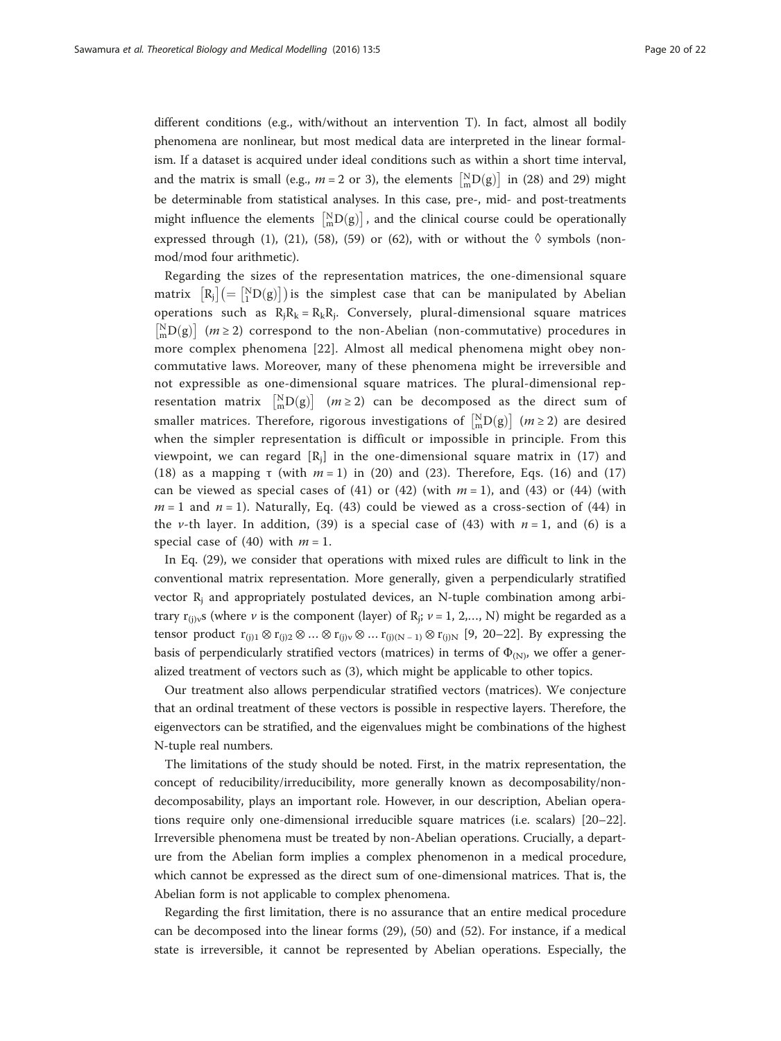different conditions (e.g., with/without an intervention T). In fact, almost all bodily phenomena are nonlinear, but most medical data are interpreted in the linear formalism. If a dataset is acquired under ideal conditions such as within a short time interval, and the matrix is small (e.g., $m = 2$ or 3), the elements $\left[{}^{N}_{m}D(g)\right]$ in (28) and 29) might be determinable from statistical analyses. In this case, pre-, mid- and post-treatments might influence the elements $\left[{}^{N}_{m}D(g)\right]$, and the clinical course could be operationally expressed through (1), (21), (58), (59) or (62), with or without the ◊ symbols (non-mod/mod four arithmetic).

Regarding the sizes of the representation matrices, the one-dimensional square matrix $[R_j]\left(=\left[{}^{N}_{1}D(g)\right]\right)$ is the simplest case that can be manipulated by Abelian operations such as $R_jR_k = R_kR_j$. Conversely, plural-dimensional square matrices $\left[{}^{N}_{m}D(g)\right]$ $(m \geq 2)$ correspond to the non-Abelian (non-commutative) procedures in more complex phenomena [22]. Almost all medical phenomena might obey non-commutative laws. Moreover, many of these phenomena might be irreversible and not expressible as one-dimensional square matrices. The plural-dimensional representation matrix $\left[{}^{N}_{m}D(g)\right]$ $(m \geq 2)$ can be decomposed as the direct sum of smaller matrices. Therefore, rigorous investigations of $\left[{}^{N}_{m}D(g)\right]$ $(m \geq 2)$ are desired when the simpler representation is difficult or impossible in principle. From this viewpoint, we can regard $[R_j]$ in the one-dimensional square matrix in (17) and (18) as a mapping $\tau$ (with $m = 1$) in (20) and (23). Therefore, Eqs. (16) and (17) can be viewed as special cases of (41) or (42) (with $m = 1$), and (43) or (44) (with $m = 1$ and $n = 1$). Naturally, Eq. (43) could be viewed as a cross-section of (44) in the $\nu$-th layer. In addition, (39) is a special case of (43) with $n = 1$, and (6) is a special case of (40) with $m = 1$.

In Eq. (29), we consider that operations with mixed rules are difficult to link in the conventional matrix representation. More generally, given a perpendicularly stratified vector $R_j$ and appropriately postulated devices, an N-tuple combination among arbitrary $r_{(j)\nu}$s (where $\nu$ is the component (layer) of $R_j$; $\nu = 1, 2,\ldots, N$) might be regarded as a tensor product $r_{(j)1} \otimes r_{(j)2} \otimes \ldots \otimes r_{(j)\nu} \otimes \ldots r_{(j)(N-1)} \otimes r_{(j)N}$ [9, 20–22]. By expressing the basis of perpendicularly stratified vectors (matrices) in terms of $\Phi_{(N)}$, we offer a generalized treatment of vectors such as (3), which might be applicable to other topics.

Our treatment also allows perpendicular stratified vectors (matrices). We conjecture that an ordinal treatment of these vectors is possible in respective layers. Therefore, the eigenvectors can be stratified, and the eigenvalues might be combinations of the highest N-tuple real numbers.

The limitations of the study should be noted. First, in the matrix representation, the concept of reducibility/irreducibility, more generally known as decomposability/non-decomposability, plays an important role. However, in our description, Abelian operations require only one-dimensional irreducible square matrices (i.e. scalars) [20–22]. Irreversible phenomena must be treated by non-Abelian operations. Crucially, a departure from the Abelian form implies a complex phenomenon in a medical procedure, which cannot be expressed as the direct sum of one-dimensional matrices. That is, the Abelian form is not applicable to complex phenomena.

Regarding the first limitation, there is no assurance that an entire medical procedure can be decomposed into the linear forms (29), (50) and (52). For instance, if a medical state is irreversible, it cannot be represented by Abelian operations. Especially, the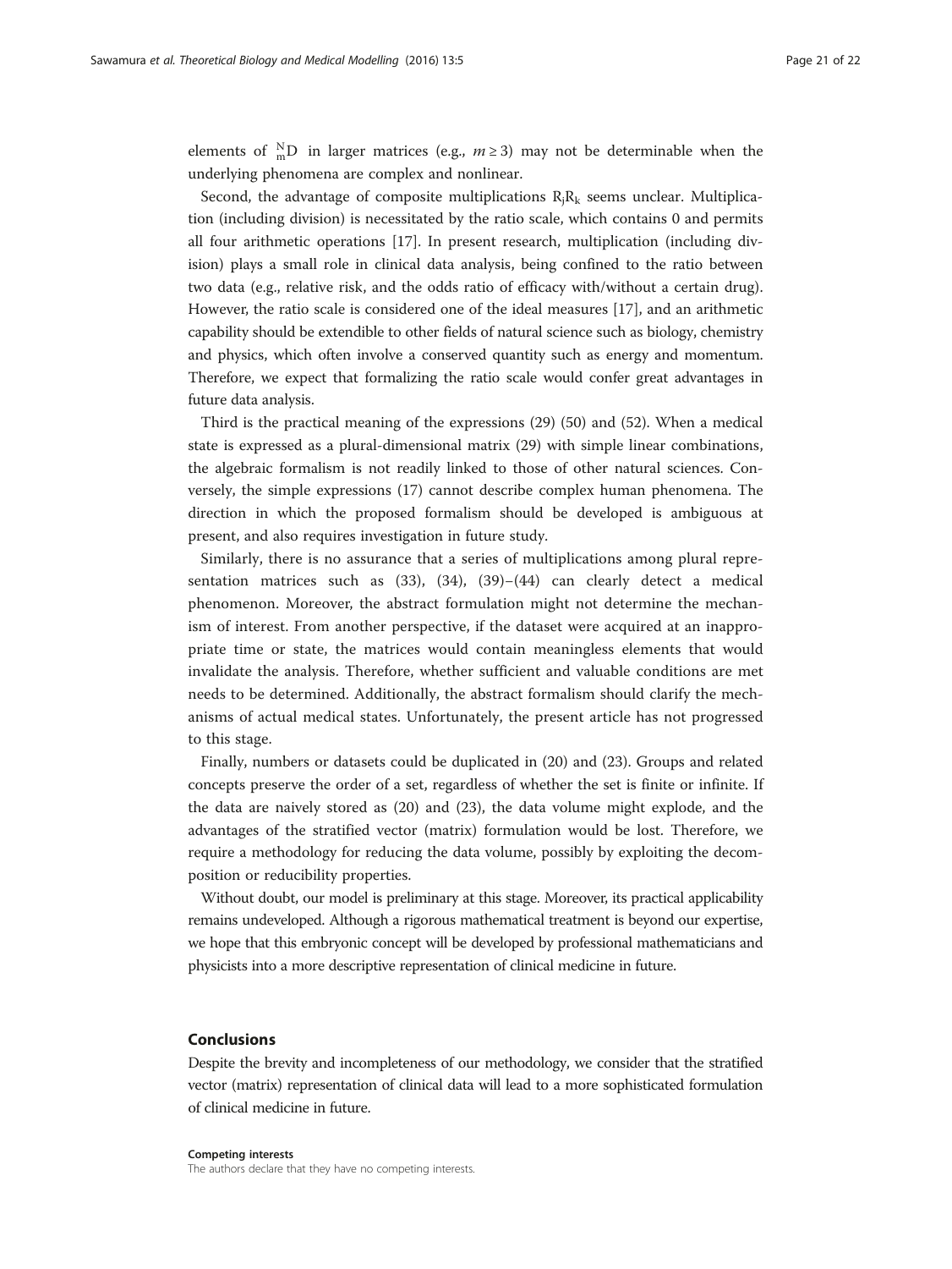elements of ${}^{N}_{m}D$ in larger matrices (e.g., $m \geq 3$) may not be determinable when the underlying phenomena are complex and nonlinear.

Second, the advantage of composite multiplications $R_jR_k$ seems unclear. Multiplication (including division) is necessitated by the ratio scale, which contains 0 and permits all four arithmetic operations [17]. In present research, multiplication (including division) plays a small role in clinical data analysis, being confined to the ratio between two data (e.g., relative risk, and the odds ratio of efficacy with/without a certain drug). However, the ratio scale is considered one of the ideal measures [17], and an arithmetic capability should be extendible to other fields of natural science such as biology, chemistry and physics, which often involve a conserved quantity such as energy and momentum. Therefore, we expect that formalizing the ratio scale would confer great advantages in future data analysis.

Third is the practical meaning of the expressions (29) (50) and (52). When a medical state is expressed as a plural-dimensional matrix (29) with simple linear combinations, the algebraic formalism is not readily linked to those of other natural sciences. Conversely, the simple expressions (17) cannot describe complex human phenomena. The direction in which the proposed formalism should be developed is ambiguous at present, and also requires investigation in future study.

Similarly, there is no assurance that a series of multiplications among plural representation matrices such as (33), (34), (39)–(44) can clearly detect a medical phenomenon. Moreover, the abstract formulation might not determine the mechanism of interest. From another perspective, if the dataset were acquired at an inappropriate time or state, the matrices would contain meaningless elements that would invalidate the analysis. Therefore, whether sufficient and valuable conditions are met needs to be determined. Additionally, the abstract formalism should clarify the mechanisms of actual medical states. Unfortunately, the present article has not progressed to this stage.

Finally, numbers or datasets could be duplicated in (20) and (23). Groups and related concepts preserve the order of a set, regardless of whether the set is finite or infinite. If the data are naively stored as (20) and (23), the data volume might explode, and the advantages of the stratified vector (matrix) formulation would be lost. Therefore, we require a methodology for reducing the data volume, possibly by exploiting the decomposition or reducibility properties.

Without doubt, our model is preliminary at this stage. Moreover, its practical applicability remains undeveloped. Although a rigorous mathematical treatment is beyond our expertise, we hope that this embryonic concept will be developed by professional mathematicians and physicists into a more descriptive representation of clinical medicine in future.

## Conclusions

Despite the brevity and incompleteness of our methodology, we consider that the stratified vector (matrix) representation of clinical data will lead to a more sophisticated formulation of clinical medicine in future.

#### Competing interests

The authors declare that they have no competing interests.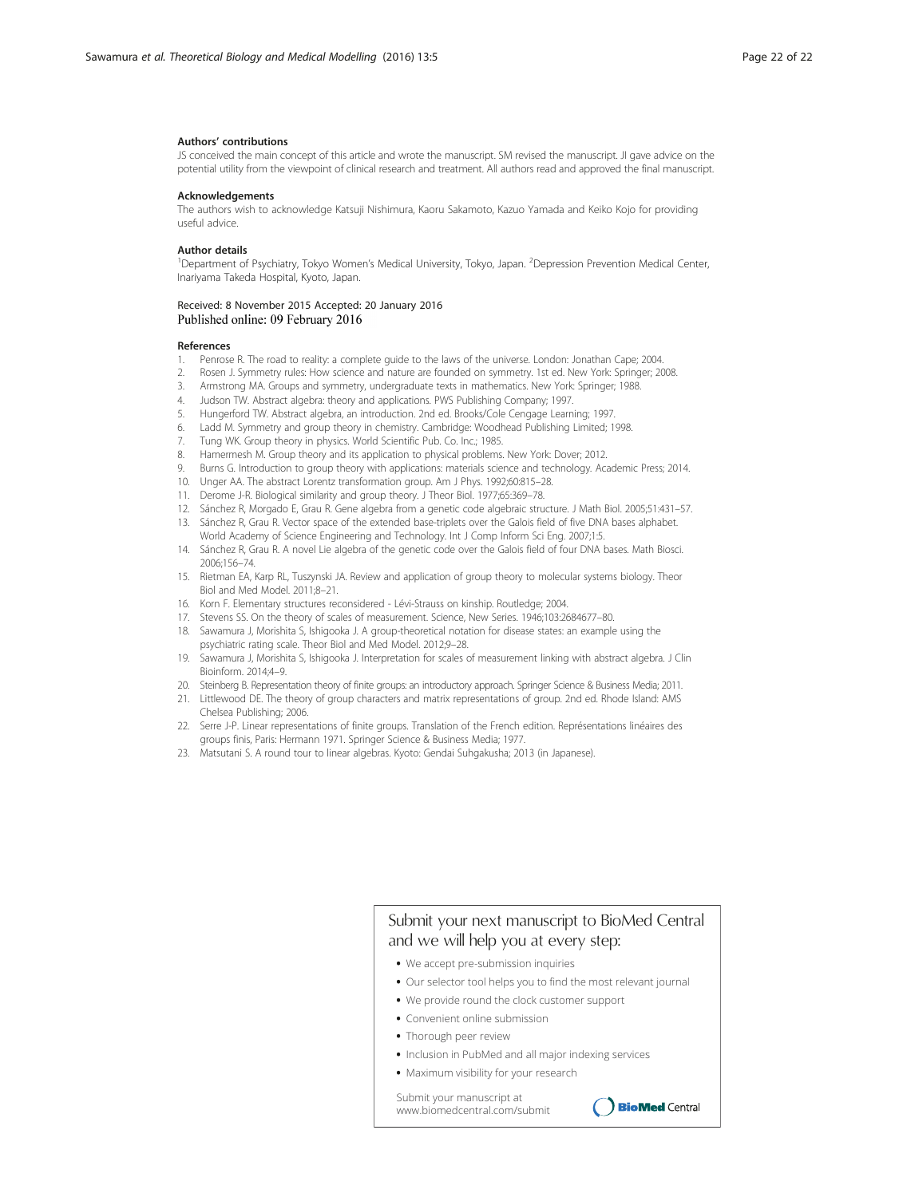### Authors' contributions

JS conceived the main concept of this article and wrote the manuscript. SM revised the manuscript. JI gave advice on the potential utility from the viewpoint of clinical research and treatment. All authors read and approved the final manuscript.

### Acknowledgements

The authors wish to acknowledge Katsuji Nishimura, Kaoru Sakamoto, Kazuo Yamada and Keiko Kojo for providing useful advice.

### Author details

[1]Department of Psychiatry, Tokyo Women's Medical University, Tokyo, Japan. [2]Depression Prevention Medical Center, Inariyama Takeda Hospital, Kyoto, Japan.

Received: 8 November 2015 Accepted: 20 January 2016
Published online: 09 February 2016

### References

1. Penrose R. The road to reality: a complete guide to the laws of the universe. London: Jonathan Cape; 2004.
2. Rosen J. Symmetry rules: How science and nature are founded on symmetry. 1st ed. New York: Springer; 2008.
3. Armstrong MA. Groups and symmetry, undergraduate texts in mathematics. New York: Springer; 1988.
4. Judson TW. Abstract algebra: theory and applications. PWS Publishing Company; 1997.
5. Hungerford TW. Abstract algebra, an introduction. 2nd ed. Brooks/Cole Cengage Learning; 1997.
6. Ladd M. Symmetry and group theory in chemistry. Cambridge: Woodhead Publishing Limited; 1998.
7. Tung WK. Group theory in physics. World Scientific Pub. Co. Inc.; 1985.
8. Hamermesh M. Group theory and its application to physical problems. New York: Dover; 2012.
9. Burns G. Introduction to group theory with applications: materials science and technology. Academic Press; 2014.
10. Unger AA. The abstract Lorentz transformation group. Am J Phys. 1992;60:815–28.
11. Derome J-R. Biological similarity and group theory. J Theor Biol. 1977;65:369–78.
12. Sánchez R, Morgado E, Grau R. Gene algebra from a genetic code algebraic structure. J Math Biol. 2005;51:431–57.
13. Sánchez R, Grau R. Vector space of the extended base-triplets over the Galois field of five DNA bases alphabet. World Academy of Science Engineering and Technology. Int J Comp Inform Sci Eng. 2007;1:5.
14. Sánchez R, Grau R. A novel Lie algebra of the genetic code over the Galois field of four DNA bases. Math Biosci. 2006;156–74.
15. Rietman EA, Karp RL, Tuszynski JA. Review and application of group theory to molecular systems biology. Theor Biol and Med Model. 2011;8–21.
16. Korn F. Elementary structures reconsidered - Lévi-Strauss on kinship. Routledge; 2004.
17. Stevens SS. On the theory of scales of measurement. Science, New Series. 1946;103:2684677–80.
18. Sawamura J, Morishita S, Ishigooka J. A group-theoretical notation for disease states: an example using the psychiatric rating scale. Theor Biol and Med Model. 2012;9–28.
19. Sawamura J, Morishita S, Ishigooka J. Interpretation for scales of measurement linking with abstract algebra. J Clin Bioinform. 2014;4–9.
20. Steinberg B. Representation theory of finite groups: an introductory approach. Springer Science & Business Media; 2011.
21. Littlewood DE. The theory of group characters and matrix representations of group. 2nd ed. Rhode Island: AMS Chelsea Publishing; 2006.
22. Serre J-P. Linear representations of finite groups. Translation of the French edition. Représentations linéaires des groups finis, Paris: Hermann 1971. Springer Science & Business Media; 1977.
23. Matsutani S. A round tour to linear algebras. Kyoto: Gendai Suhgakusha; 2013 (in Japanese).

Submit your next manuscript to BioMed Central and we will help you at every step:

- We accept pre-submission inquiries
- Our selector tool helps you to find the most relevant journal
- We provide round the clock customer support
- Convenient online submission
- Thorough peer review
- Inclusion in PubMed and all major indexing services
- Maximum visibility for your research

Submit your manuscript at www.biomedcentral.com/submit

BioMed Central